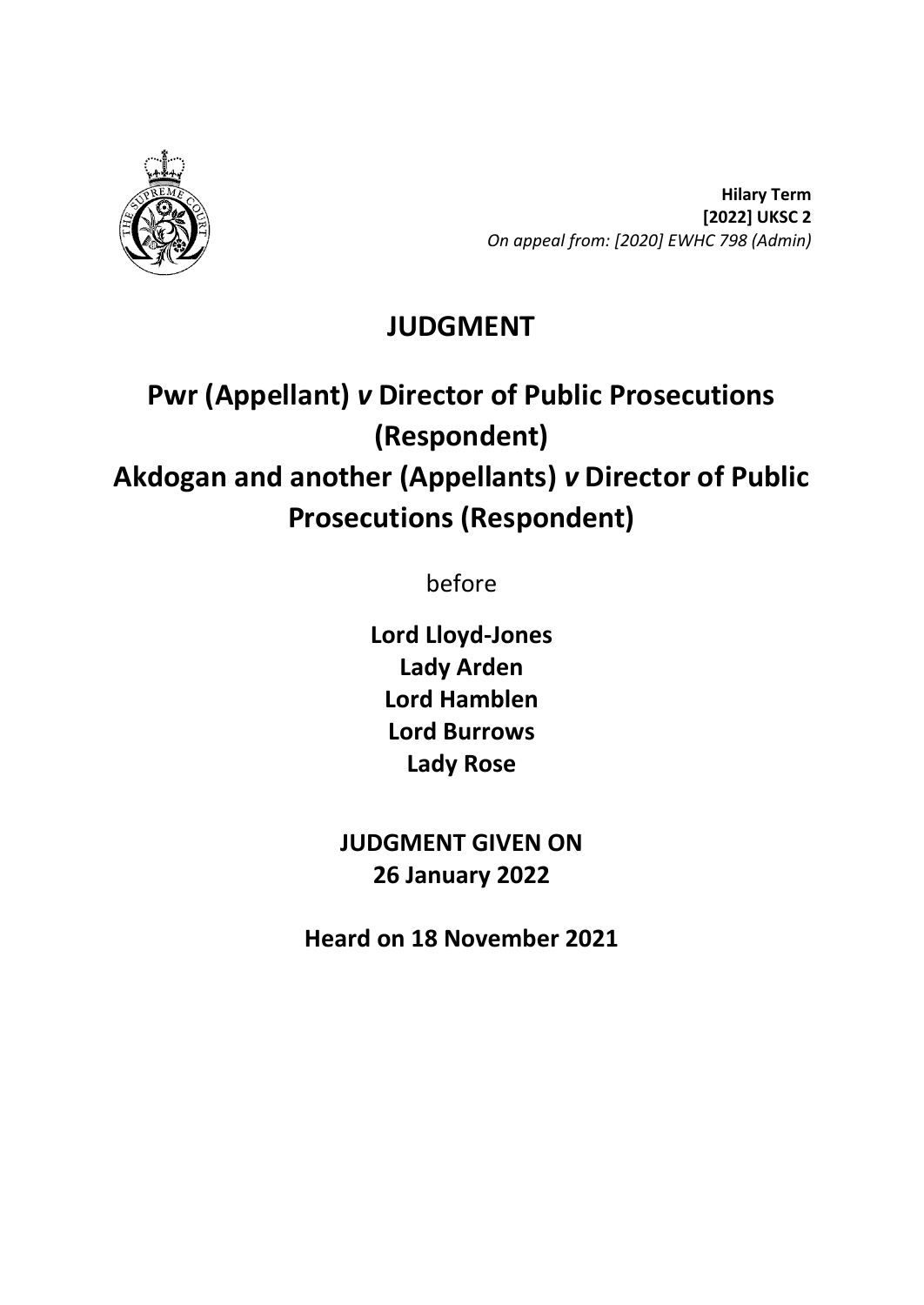**Hilary Term**
**[2022] UKSC 2**
*On appeal from: [2020] EWHC 798 (Admin)*

# JUDGMENT

# Pwr (Appellant) *v* Director of Public Prosecutions (Respondent)
# Akdogan and another (Appellants) *v* Director of Public Prosecutions (Respondent)

before

**Lord Lloyd-Jones**
**Lady Arden**
**Lord Hamblen**
**Lord Burrows**
**Lady Rose**

**JUDGMENT GIVEN ON**
**26 January 2022**

**Heard on 18 November 2021**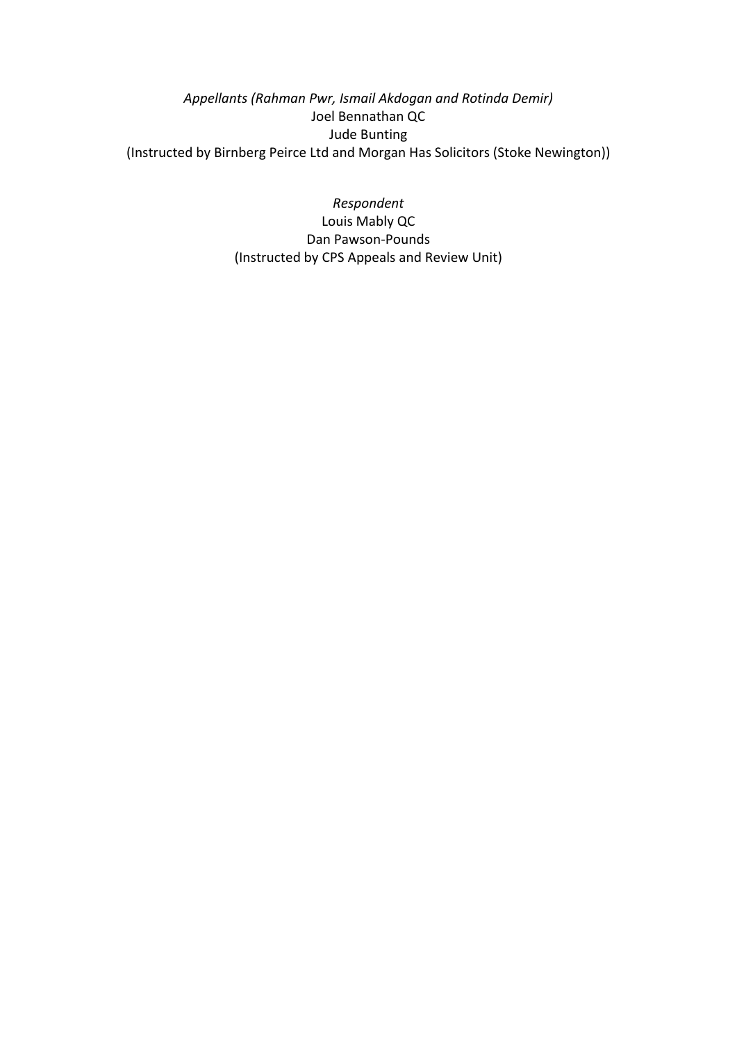*Appellants (Rahman Pwr, Ismail Akdogan and Rotinda Demir)*
Joel Bennathan QC
Jude Bunting
(Instructed by Birnberg Peirce Ltd and Morgan Has Solicitors (Stoke Newington))

*Respondent*
Louis Mably QC
Dan Pawson-Pounds
(Instructed by CPS Appeals and Review Unit)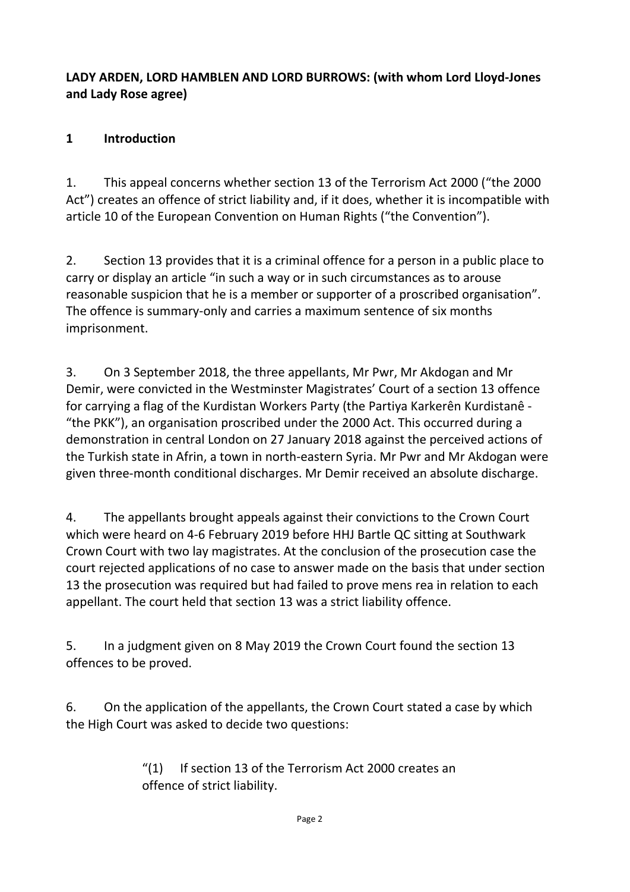**LADY ARDEN, LORD HAMBLEN AND LORD BURROWS: (with whom Lord Lloyd-Jones and Lady Rose agree)**

## 1 Introduction

1. This appeal concerns whether section 13 of the Terrorism Act 2000 ("the 2000 Act") creates an offence of strict liability and, if it does, whether it is incompatible with article 10 of the European Convention on Human Rights ("the Convention").

2. Section 13 provides that it is a criminal offence for a person in a public place to carry or display an article "in such a way or in such circumstances as to arouse reasonable suspicion that he is a member or supporter of a proscribed organisation". The offence is summary-only and carries a maximum sentence of six months imprisonment.

3. On 3 September 2018, the three appellants, Mr Pwr, Mr Akdogan and Mr Demir, were convicted in the Westminster Magistrates' Court of a section 13 offence for carrying a flag of the Kurdistan Workers Party (the Partiya Karkerên Kurdistanê - "the PKK"), an organisation proscribed under the 2000 Act. This occurred during a demonstration in central London on 27 January 2018 against the perceived actions of the Turkish state in Afrin, a town in north-eastern Syria. Mr Pwr and Mr Akdogan were given three-month conditional discharges. Mr Demir received an absolute discharge.

4. The appellants brought appeals against their convictions to the Crown Court which were heard on 4-6 February 2019 before HHJ Bartle QC sitting at Southwark Crown Court with two lay magistrates. At the conclusion of the prosecution case the court rejected applications of no case to answer made on the basis that under section 13 the prosecution was required but had failed to prove mens rea in relation to each appellant. The court held that section 13 was a strict liability offence.

5. In a judgment given on 8 May 2019 the Crown Court found the section 13 offences to be proved.

6. On the application of the appellants, the Crown Court stated a case by which the High Court was asked to decide two questions:

> "(1) If section 13 of the Terrorism Act 2000 creates an offence of strict liability.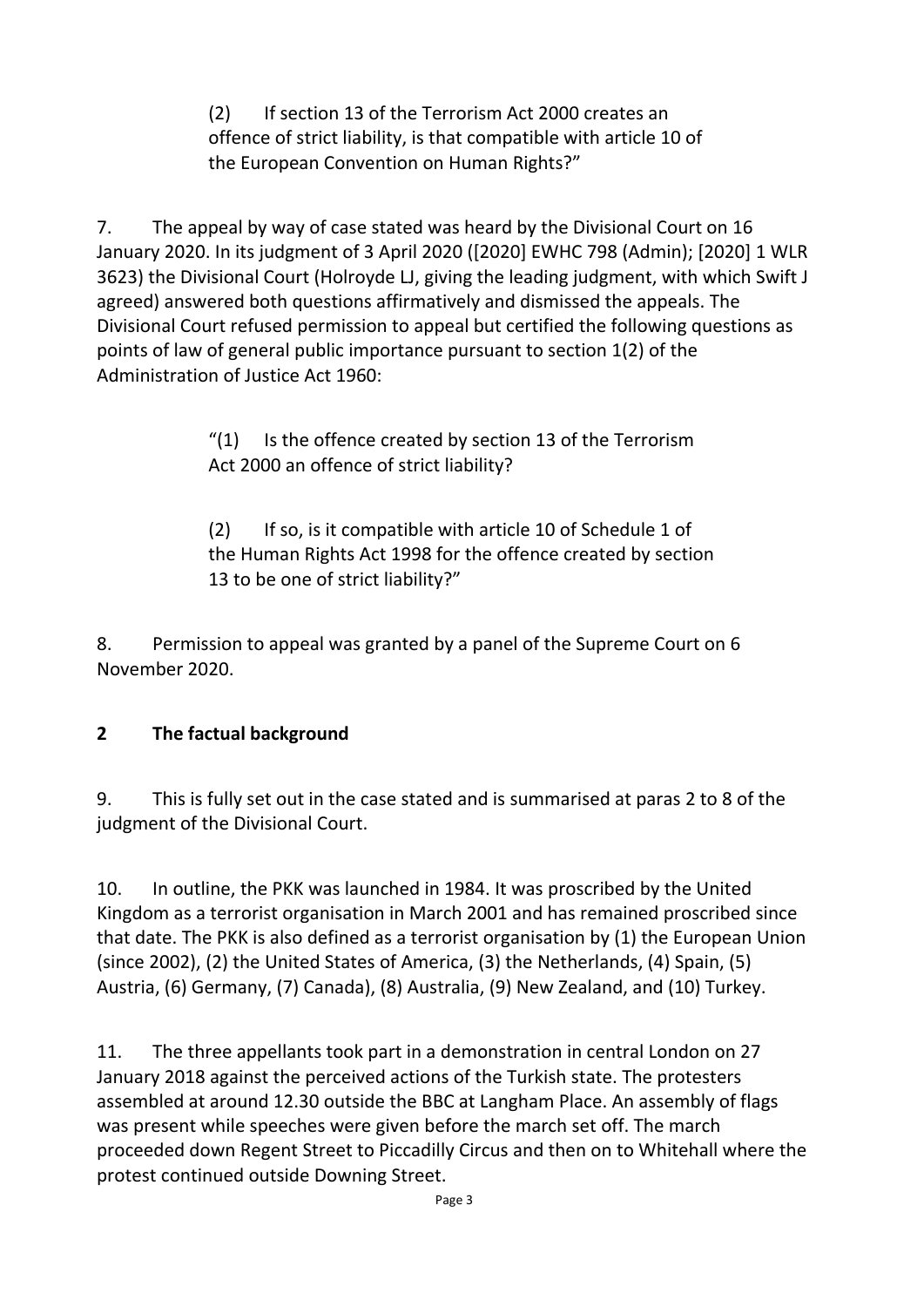> (2) If section 13 of the Terrorism Act 2000 creates an offence of strict liability, is that compatible with article 10 of the European Convention on Human Rights?"

7. The appeal by way of case stated was heard by the Divisional Court on 16 January 2020. In its judgment of 3 April 2020 ([2020] EWHC 798 (Admin); [2020] 1 WLR 3623) the Divisional Court (Holroyde LJ, giving the leading judgment, with which Swift J agreed) answered both questions affirmatively and dismissed the appeals. The Divisional Court refused permission to appeal but certified the following questions as points of law of general public importance pursuant to section 1(2) of the Administration of Justice Act 1960:

> "(1) Is the offence created by section 13 of the Terrorism Act 2000 an offence of strict liability?
>
> (2) If so, is it compatible with article 10 of Schedule 1 of the Human Rights Act 1998 for the offence created by section 13 to be one of strict liability?"

8. Permission to appeal was granted by a panel of the Supreme Court on 6 November 2020.

## 2 The factual background

9. This is fully set out in the case stated and is summarised at paras 2 to 8 of the judgment of the Divisional Court.

10. In outline, the PKK was launched in 1984. It was proscribed by the United Kingdom as a terrorist organisation in March 2001 and has remained proscribed since that date. The PKK is also defined as a terrorist organisation by (1) the European Union (since 2002), (2) the United States of America, (3) the Netherlands, (4) Spain, (5) Austria, (6) Germany, (7) Canada), (8) Australia, (9) New Zealand, and (10) Turkey.

11. The three appellants took part in a demonstration in central London on 27 January 2018 against the perceived actions of the Turkish state. The protesters assembled at around 12.30 outside the BBC at Langham Place. An assembly of flags was present while speeches were given before the march set off. The march proceeded down Regent Street to Piccadilly Circus and then on to Whitehall where the protest continued outside Downing Street.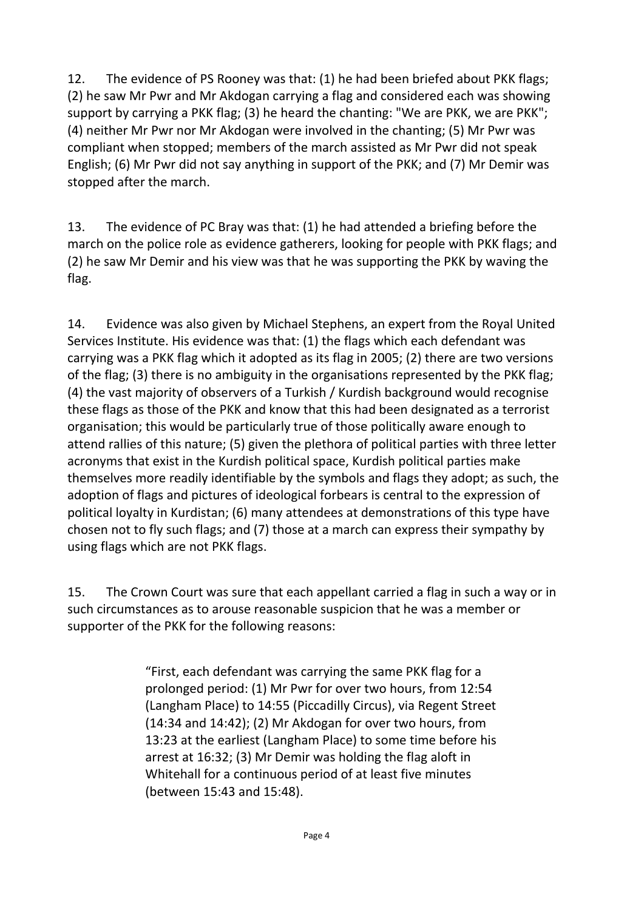12. The evidence of PS Rooney was that: (1) he had been briefed about PKK flags; (2) he saw Mr Pwr and Mr Akdogan carrying a flag and considered each was showing support by carrying a PKK flag; (3) he heard the chanting: "We are PKK, we are PKK"; (4) neither Mr Pwr nor Mr Akdogan were involved in the chanting; (5) Mr Pwr was compliant when stopped; members of the march assisted as Mr Pwr did not speak English; (6) Mr Pwr did not say anything in support of the PKK; and (7) Mr Demir was stopped after the march.

13. The evidence of PC Bray was that: (1) he had attended a briefing before the march on the police role as evidence gatherers, looking for people with PKK flags; and (2) he saw Mr Demir and his view was that he was supporting the PKK by waving the flag.

14. Evidence was also given by Michael Stephens, an expert from the Royal United Services Institute. His evidence was that: (1) the flags which each defendant was carrying was a PKK flag which it adopted as its flag in 2005; (2) there are two versions of the flag; (3) there is no ambiguity in the organisations represented by the PKK flag; (4) the vast majority of observers of a Turkish / Kurdish background would recognise these flags as those of the PKK and know that this had been designated as a terrorist organisation; this would be particularly true of those politically aware enough to attend rallies of this nature; (5) given the plethora of political parties with three letter acronyms that exist in the Kurdish political space, Kurdish political parties make themselves more readily identifiable by the symbols and flags they adopt; as such, the adoption of flags and pictures of ideological forbears is central to the expression of political loyalty in Kurdistan; (6) many attendees at demonstrations of this type have chosen not to fly such flags; and (7) those at a march can express their sympathy by using flags which are not PKK flags.

15. The Crown Court was sure that each appellant carried a flag in such a way or in such circumstances as to arouse reasonable suspicion that he was a member or supporter of the PKK for the following reasons:

> "First, each defendant was carrying the same PKK flag for a prolonged period: (1) Mr Pwr for over two hours, from 12:54 (Langham Place) to 14:55 (Piccadilly Circus), via Regent Street (14:34 and 14:42); (2) Mr Akdogan for over two hours, from 13:23 at the earliest (Langham Place) to some time before his arrest at 16:32; (3) Mr Demir was holding the flag aloft in Whitehall for a continuous period of at least five minutes (between 15:43 and 15:48).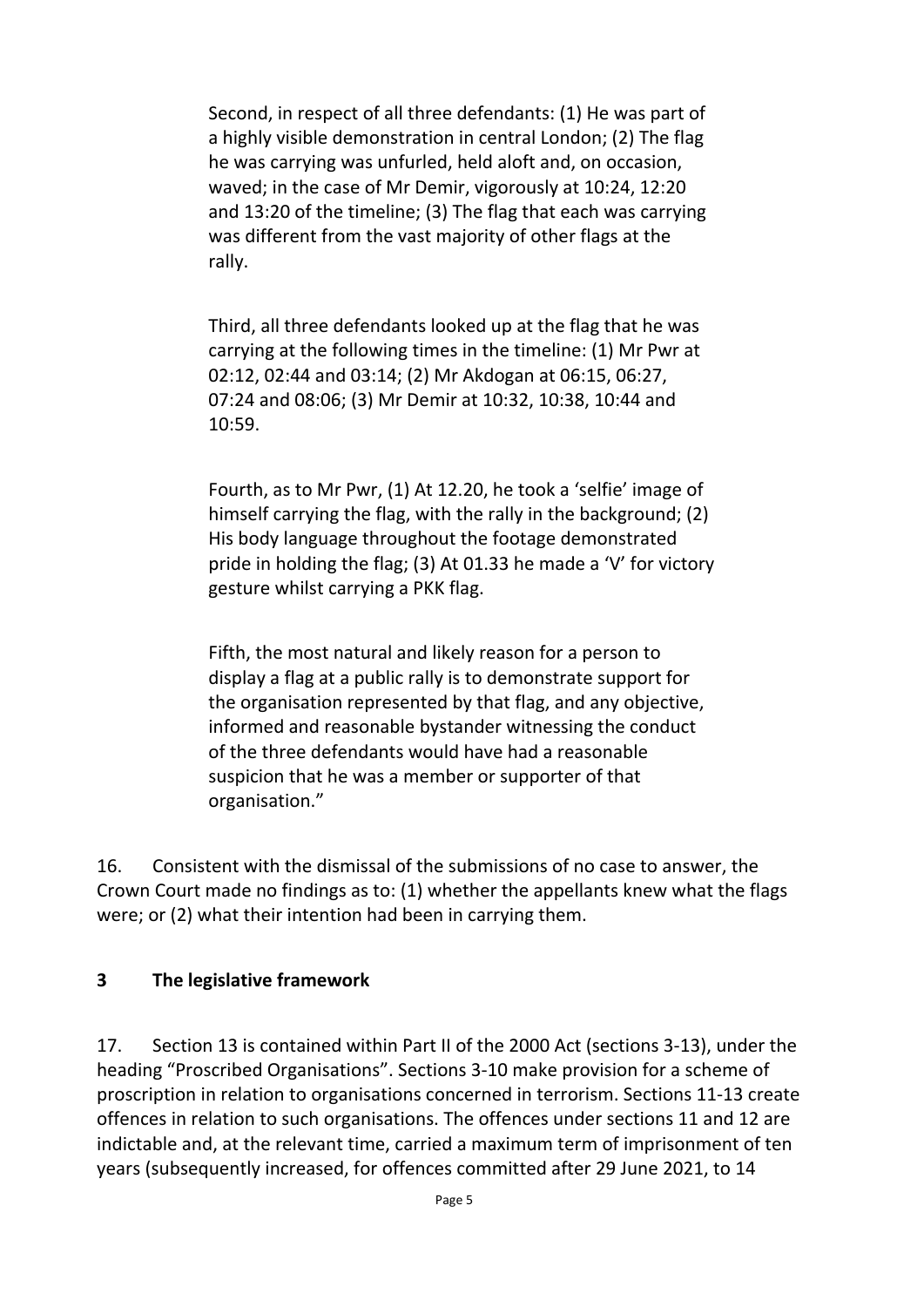> Second, in respect of all three defendants: (1) He was part of a highly visible demonstration in central London; (2) The flag he was carrying was unfurled, held aloft and, on occasion, waved; in the case of Mr Demir, vigorously at 10:24, 12:20 and 13:20 of the timeline; (3) The flag that each was carrying was different from the vast majority of other flags at the rally.
>
> Third, all three defendants looked up at the flag that he was carrying at the following times in the timeline: (1) Mr Pwr at 02:12, 02:44 and 03:14; (2) Mr Akdogan at 06:15, 06:27, 07:24 and 08:06; (3) Mr Demir at 10:32, 10:38, 10:44 and 10:59.
>
> Fourth, as to Mr Pwr, (1) At 12.20, he took a 'selfie' image of himself carrying the flag, with the rally in the background; (2) His body language throughout the footage demonstrated pride in holding the flag; (3) At 01.33 he made a 'V' for victory gesture whilst carrying a PKK flag.
>
> Fifth, the most natural and likely reason for a person to display a flag at a public rally is to demonstrate support for the organisation represented by that flag, and any objective, informed and reasonable bystander witnessing the conduct of the three defendants would have had a reasonable suspicion that he was a member or supporter of that organisation."

16. Consistent with the dismissal of the submissions of no case to answer, the Crown Court made no findings as to: (1) whether the appellants knew what the flags were; or (2) what their intention had been in carrying them.

## 3 The legislative framework

17. Section 13 is contained within Part II of the 2000 Act (sections 3-13), under the heading "Proscribed Organisations". Sections 3-10 make provision for a scheme of proscription in relation to organisations concerned in terrorism. Sections 11-13 create offences in relation to such organisations. The offences under sections 11 and 12 are indictable and, at the relevant time, carried a maximum term of imprisonment of ten years (subsequently increased, for offences committed after 29 June 2021, to 14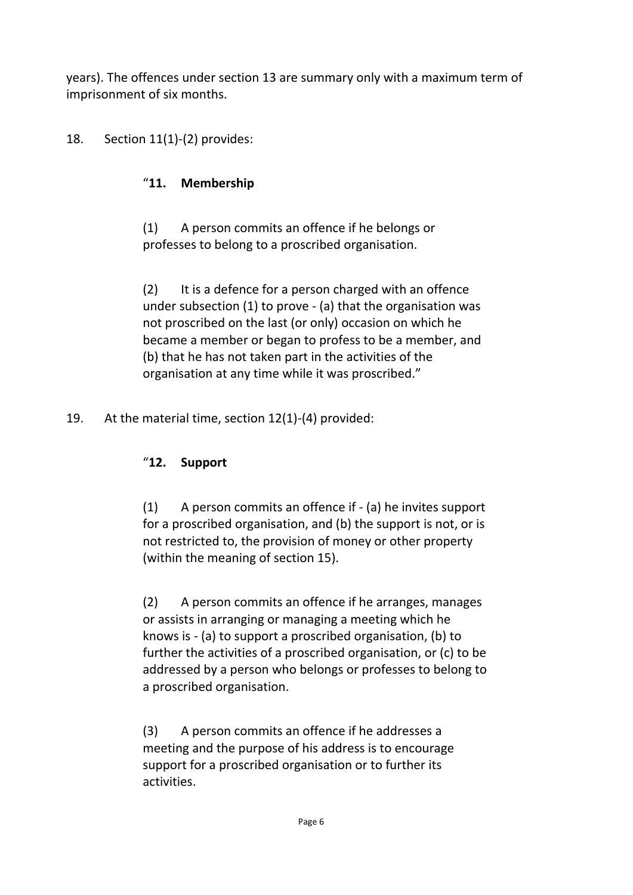years). The offences under section 13 are summary only with a maximum term of imprisonment of six months.

18. Section 11(1)-(2) provides:

> "**11. Membership**
>
> (1) A person commits an offence if he belongs or professes to belong to a proscribed organisation.
>
> (2) It is a defence for a person charged with an offence under subsection (1) to prove - (a) that the organisation was not proscribed on the last (or only) occasion on which he became a member or began to profess to be a member, and (b) that he has not taken part in the activities of the organisation at any time while it was proscribed."

19. At the material time, section 12(1)-(4) provided:

> "**12. Support**
>
> (1) A person commits an offence if - (a) he invites support for a proscribed organisation, and (b) the support is not, or is not restricted to, the provision of money or other property (within the meaning of section 15).
>
> (2) A person commits an offence if he arranges, manages or assists in arranging or managing a meeting which he knows is - (a) to support a proscribed organisation, (b) to further the activities of a proscribed organisation, or (c) to be addressed by a person who belongs or professes to belong to a proscribed organisation.
>
> (3) A person commits an offence if he addresses a meeting and the purpose of his address is to encourage support for a proscribed organisation or to further its activities.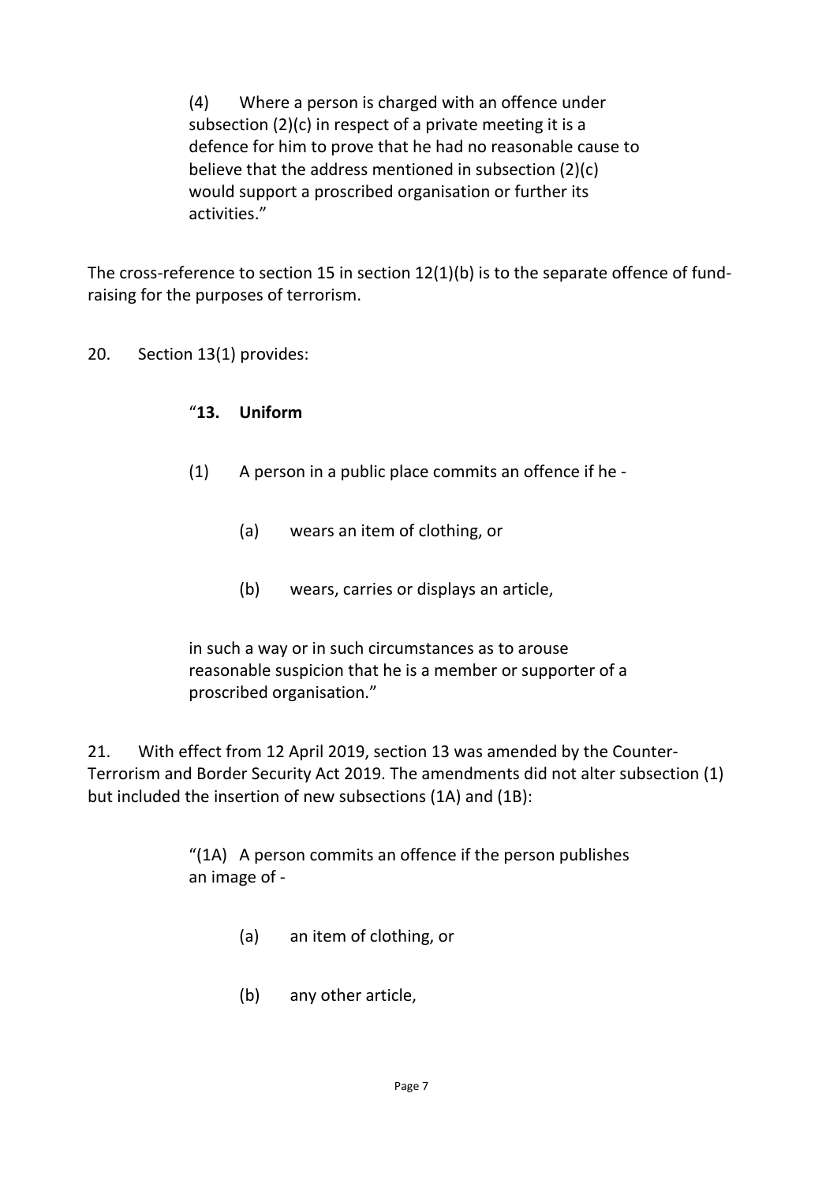> (4) Where a person is charged with an offence under subsection (2)(c) in respect of a private meeting it is a defence for him to prove that he had no reasonable cause to believe that the address mentioned in subsection (2)(c) would support a proscribed organisation or further its activities."

The cross-reference to section 15 in section 12(1)(b) is to the separate offence of fund-raising for the purposes of terrorism.

20. Section 13(1) provides:

> "**13. Uniform**
>
> (1) A person in a public place commits an offence if he -
>
> (a) wears an item of clothing, or
>
> (b) wears, carries or displays an article,
>
> in such a way or in such circumstances as to arouse reasonable suspicion that he is a member or supporter of a proscribed organisation."

21. With effect from 12 April 2019, section 13 was amended by the Counter-Terrorism and Border Security Act 2019. The amendments did not alter subsection (1) but included the insertion of new subsections (1A) and (1B):

> "(1A) A person commits an offence if the person publishes an image of -
>
> (a) an item of clothing, or
>
> (b) any other article,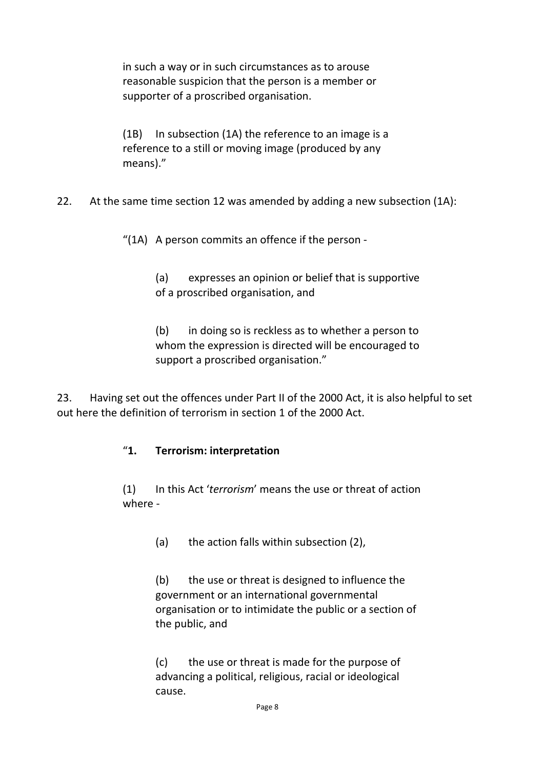in such a way or in such circumstances as to arouse reasonable suspicion that the person is a member or supporter of a proscribed organisation.

(1B) In subsection (1A) the reference to an image is a reference to a still or moving image (produced by any means)."

22. At the same time section 12 was amended by adding a new subsection (1A):

"(1A) A person commits an offence if the person -

(a) expresses an opinion or belief that is supportive of a proscribed organisation, and

(b) in doing so is reckless as to whether a person to whom the expression is directed will be encouraged to support a proscribed organisation."

23. Having set out the offences under Part II of the 2000 Act, it is also helpful to set out here the definition of terrorism in section 1 of the 2000 Act.

"**1. Terrorism: interpretation**

(1) In this Act '*terrorism*' means the use or threat of action where -

(a) the action falls within subsection (2),

(b) the use or threat is designed to influence the government or an international governmental organisation or to intimidate the public or a section of the public, and

(c) the use or threat is made for the purpose of advancing a political, religious, racial or ideological cause.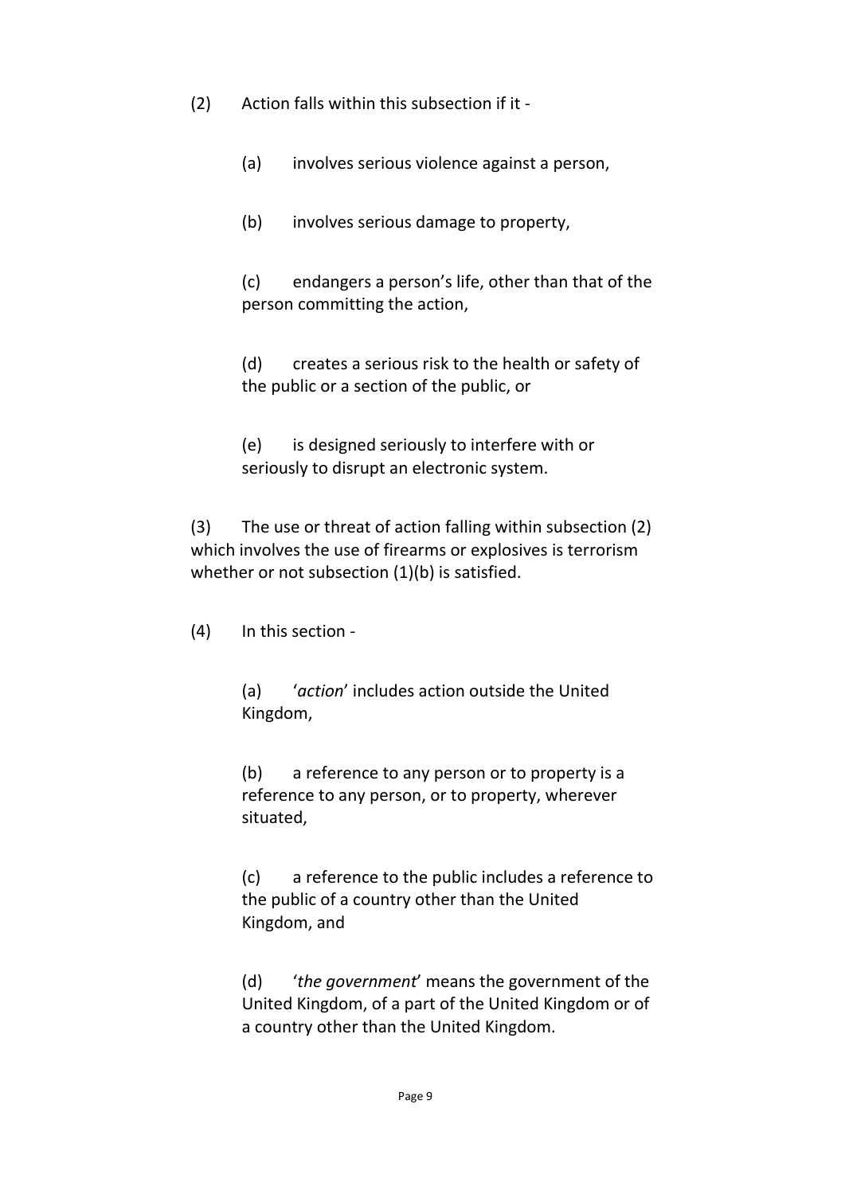(2) Action falls within this subsection if it -

> (a) involves serious violence against a person,
>
> (b) involves serious damage to property,
>
> (c) endangers a person's life, other than that of the person committing the action,
>
> (d) creates a serious risk to the health or safety of the public or a section of the public, or
>
> (e) is designed seriously to interfere with or seriously to disrupt an electronic system.

(3) The use or threat of action falling within subsection (2) which involves the use of firearms or explosives is terrorism whether or not subsection (1)(b) is satisfied.

(4) In this section -

> (a) '*action*' includes action outside the United Kingdom,
>
> (b) a reference to any person or to property is a reference to any person, or to property, wherever situated,
>
> (c) a reference to the public includes a reference to the public of a country other than the United Kingdom, and
>
> (d) '*the government*' means the government of the United Kingdom, of a part of the United Kingdom or of a country other than the United Kingdom.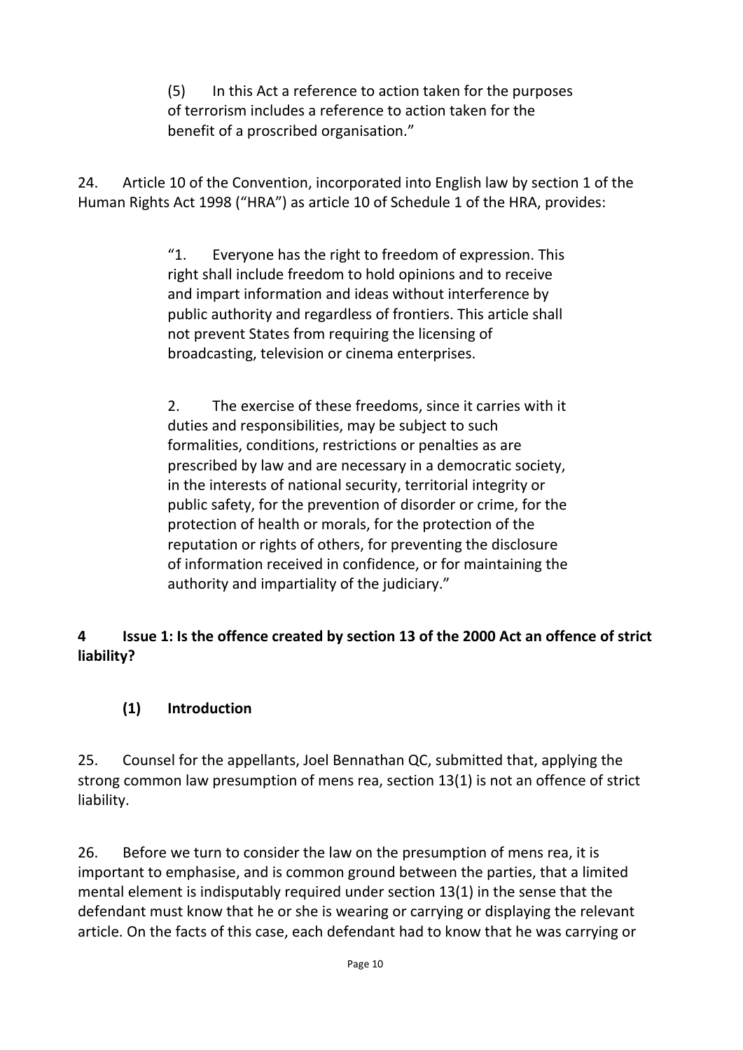> (5) In this Act a reference to action taken for the purposes of terrorism includes a reference to action taken for the benefit of a proscribed organisation."

24. Article 10 of the Convention, incorporated into English law by section 1 of the Human Rights Act 1998 ("HRA") as article 10 of Schedule 1 of the HRA, provides:

> "1. Everyone has the right to freedom of expression. This right shall include freedom to hold opinions and to receive and impart information and ideas without interference by public authority and regardless of frontiers. This article shall not prevent States from requiring the licensing of broadcasting, television or cinema enterprises.
>
> 2. The exercise of these freedoms, since it carries with it duties and responsibilities, may be subject to such formalities, conditions, restrictions or penalties as are prescribed by law and are necessary in a democratic society, in the interests of national security, territorial integrity or public safety, for the prevention of disorder or crime, for the protection of health or morals, for the protection of the reputation or rights of others, for preventing the disclosure of information received in confidence, or for maintaining the authority and impartiality of the judiciary."

## 4 Issue 1: Is the offence created by section 13 of the 2000 Act an offence of strict liability?

### (1) Introduction

25. Counsel for the appellants, Joel Bennathan QC, submitted that, applying the strong common law presumption of mens rea, section 13(1) is not an offence of strict liability.

26. Before we turn to consider the law on the presumption of mens rea, it is important to emphasise, and is common ground between the parties, that a limited mental element is indisputably required under section 13(1) in the sense that the defendant must know that he or she is wearing or carrying or displaying the relevant article. On the facts of this case, each defendant had to know that he was carrying or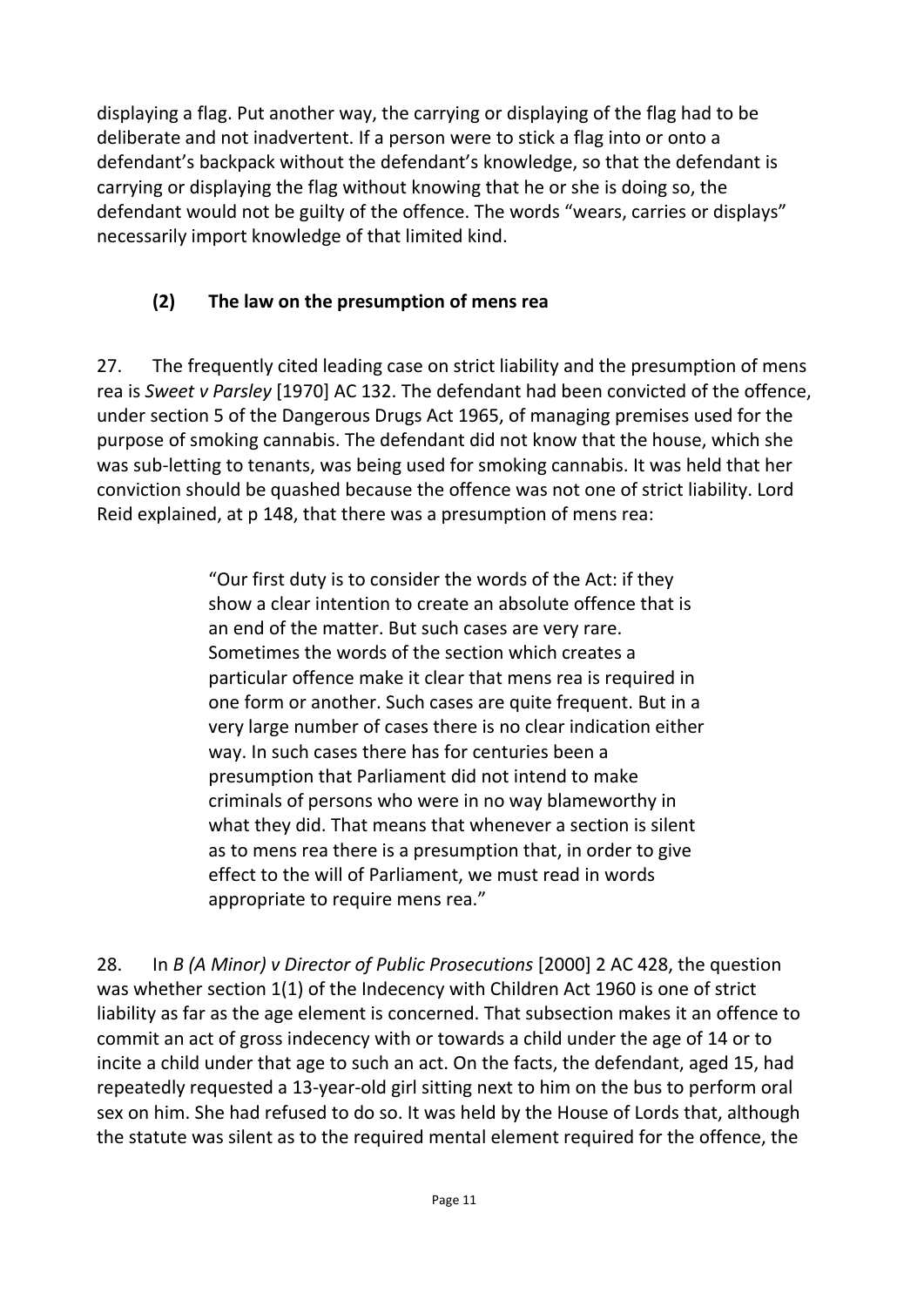displaying a flag. Put another way, the carrying or displaying of the flag had to be deliberate and not inadvertent. If a person were to stick a flag into or onto a defendant's backpack without the defendant's knowledge, so that the defendant is carrying or displaying the flag without knowing that he or she is doing so, the defendant would not be guilty of the offence. The words "wears, carries or displays" necessarily import knowledge of that limited kind.

### (2) The law on the presumption of mens rea

27. The frequently cited leading case on strict liability and the presumption of mens rea is *Sweet v Parsley* [1970] AC 132. The defendant had been convicted of the offence, under section 5 of the Dangerous Drugs Act 1965, of managing premises used for the purpose of smoking cannabis. The defendant did not know that the house, which she was sub-letting to tenants, was being used for smoking cannabis. It was held that her conviction should be quashed because the offence was not one of strict liability. Lord Reid explained, at p 148, that there was a presumption of mens rea:

> "Our first duty is to consider the words of the Act: if they show a clear intention to create an absolute offence that is an end of the matter. But such cases are very rare. Sometimes the words of the section which creates a particular offence make it clear that mens rea is required in one form or another. Such cases are quite frequent. But in a very large number of cases there is no clear indication either way. In such cases there has for centuries been a presumption that Parliament did not intend to make criminals of persons who were in no way blameworthy in what they did. That means that whenever a section is silent as to mens rea there is a presumption that, in order to give effect to the will of Parliament, we must read in words appropriate to require mens rea."

28. In *B (A Minor) v Director of Public Prosecutions* [2000] 2 AC 428, the question was whether section 1(1) of the Indecency with Children Act 1960 is one of strict liability as far as the age element is concerned. That subsection makes it an offence to commit an act of gross indecency with or towards a child under the age of 14 or to incite a child under that age to such an act. On the facts, the defendant, aged 15, had repeatedly requested a 13-year-old girl sitting next to him on the bus to perform oral sex on him. She had refused to do so. It was held by the House of Lords that, although the statute was silent as to the required mental element required for the offence, the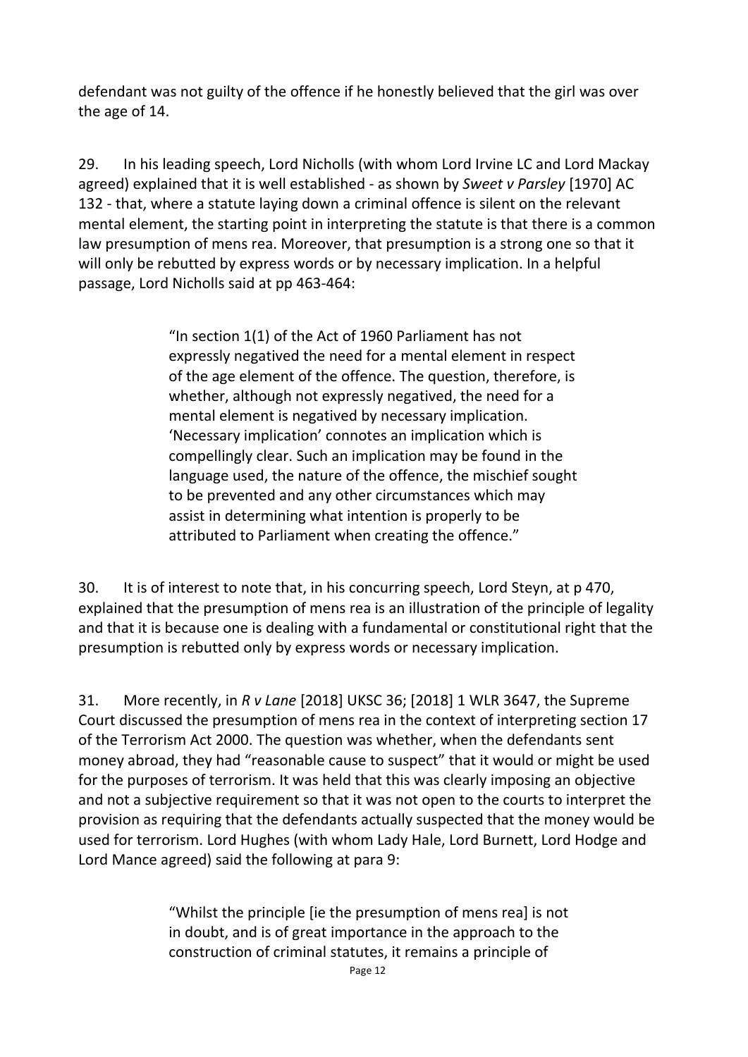defendant was not guilty of the offence if he honestly believed that the girl was over the age of 14.

29. In his leading speech, Lord Nicholls (with whom Lord Irvine LC and Lord Mackay agreed) explained that it is well established - as shown by *Sweet v Parsley* [1970] AC 132 - that, where a statute laying down a criminal offence is silent on the relevant mental element, the starting point in interpreting the statute is that there is a common law presumption of mens rea. Moreover, that presumption is a strong one so that it will only be rebutted by express words or by necessary implication. In a helpful passage, Lord Nicholls said at pp 463-464:

> "In section 1(1) of the Act of 1960 Parliament has not expressly negatived the need for a mental element in respect of the age element of the offence. The question, therefore, is whether, although not expressly negatived, the need for a mental element is negatived by necessary implication. 'Necessary implication' connotes an implication which is compellingly clear. Such an implication may be found in the language used, the nature of the offence, the mischief sought to be prevented and any other circumstances which may assist in determining what intention is properly to be attributed to Parliament when creating the offence."

30. It is of interest to note that, in his concurring speech, Lord Steyn, at p 470, explained that the presumption of mens rea is an illustration of the principle of legality and that it is because one is dealing with a fundamental or constitutional right that the presumption is rebutted only by express words or necessary implication.

31. More recently, in *R v Lane* [2018] UKSC 36; [2018] 1 WLR 3647, the Supreme Court discussed the presumption of mens rea in the context of interpreting section 17 of the Terrorism Act 2000. The question was whether, when the defendants sent money abroad, they had "reasonable cause to suspect" that it would or might be used for the purposes of terrorism. It was held that this was clearly imposing an objective and not a subjective requirement so that it was not open to the courts to interpret the provision as requiring that the defendants actually suspected that the money would be used for terrorism. Lord Hughes (with whom Lady Hale, Lord Burnett, Lord Hodge and Lord Mance agreed) said the following at para 9:

> "Whilst the principle [ie the presumption of mens rea] is not in doubt, and is of great importance in the approach to the construction of criminal statutes, it remains a principle of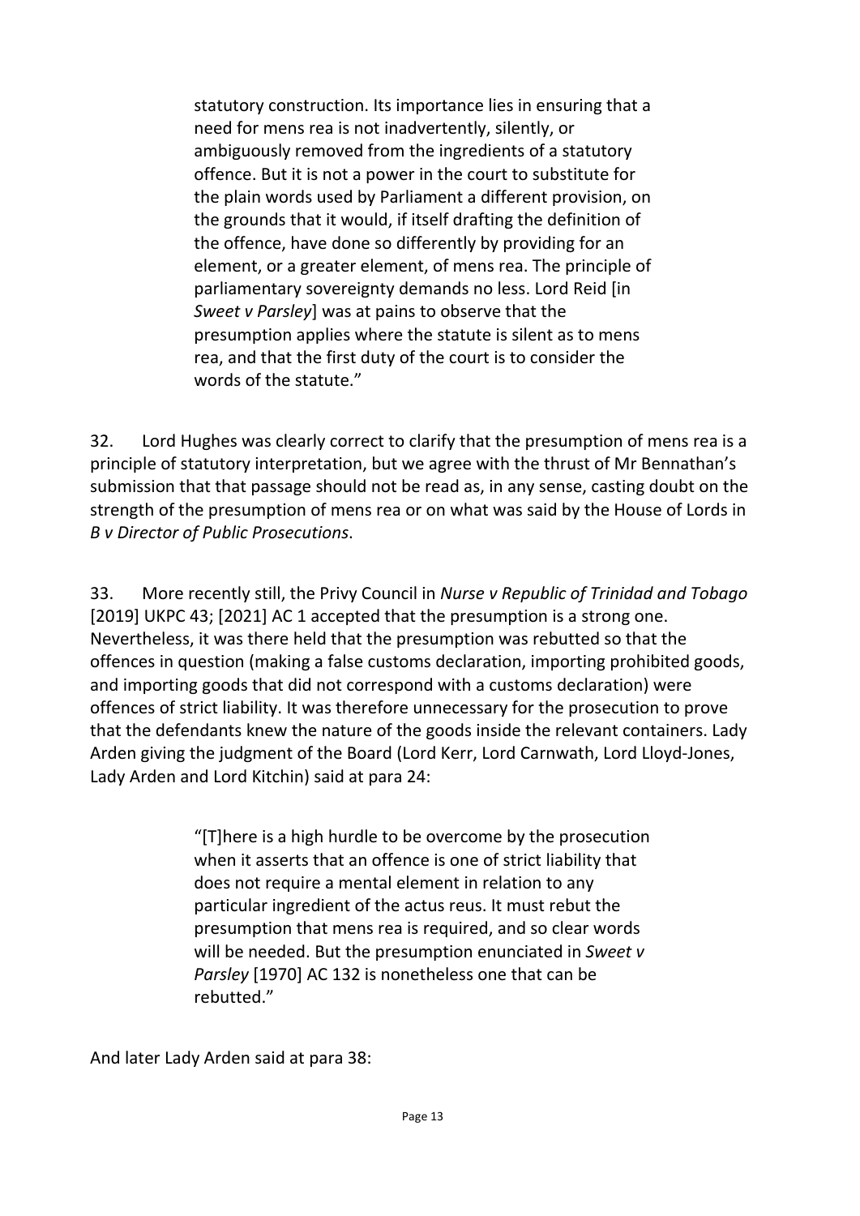> statutory construction. Its importance lies in ensuring that a need for mens rea is not inadvertently, silently, or ambiguously removed from the ingredients of a statutory offence. But it is not a power in the court to substitute for the plain words used by Parliament a different provision, on the grounds that it would, if itself drafting the definition of the offence, have done so differently by providing for an element, or a greater element, of mens rea. The principle of parliamentary sovereignty demands no less. Lord Reid [in *Sweet v Parsley*] was at pains to observe that the presumption applies where the statute is silent as to mens rea, and that the first duty of the court is to consider the words of the statute."

32. Lord Hughes was clearly correct to clarify that the presumption of mens rea is a principle of statutory interpretation, but we agree with the thrust of Mr Bennathan's submission that that passage should not be read as, in any sense, casting doubt on the strength of the presumption of mens rea or on what was said by the House of Lords in *B v Director of Public Prosecutions*.

33. More recently still, the Privy Council in *Nurse v Republic of Trinidad and Tobago* [2019] UKPC 43; [2021] AC 1 accepted that the presumption is a strong one. Nevertheless, it was there held that the presumption was rebutted so that the offences in question (making a false customs declaration, importing prohibited goods, and importing goods that did not correspond with a customs declaration) were offences of strict liability. It was therefore unnecessary for the prosecution to prove that the defendants knew the nature of the goods inside the relevant containers. Lady Arden giving the judgment of the Board (Lord Kerr, Lord Carnwath, Lord Lloyd-Jones, Lady Arden and Lord Kitchin) said at para 24:

> "[T]here is a high hurdle to be overcome by the prosecution when it asserts that an offence is one of strict liability that does not require a mental element in relation to any particular ingredient of the actus reus. It must rebut the presumption that mens rea is required, and so clear words will be needed. But the presumption enunciated in *Sweet v Parsley* [1970] AC 132 is nonetheless one that can be rebutted."

And later Lady Arden said at para 38: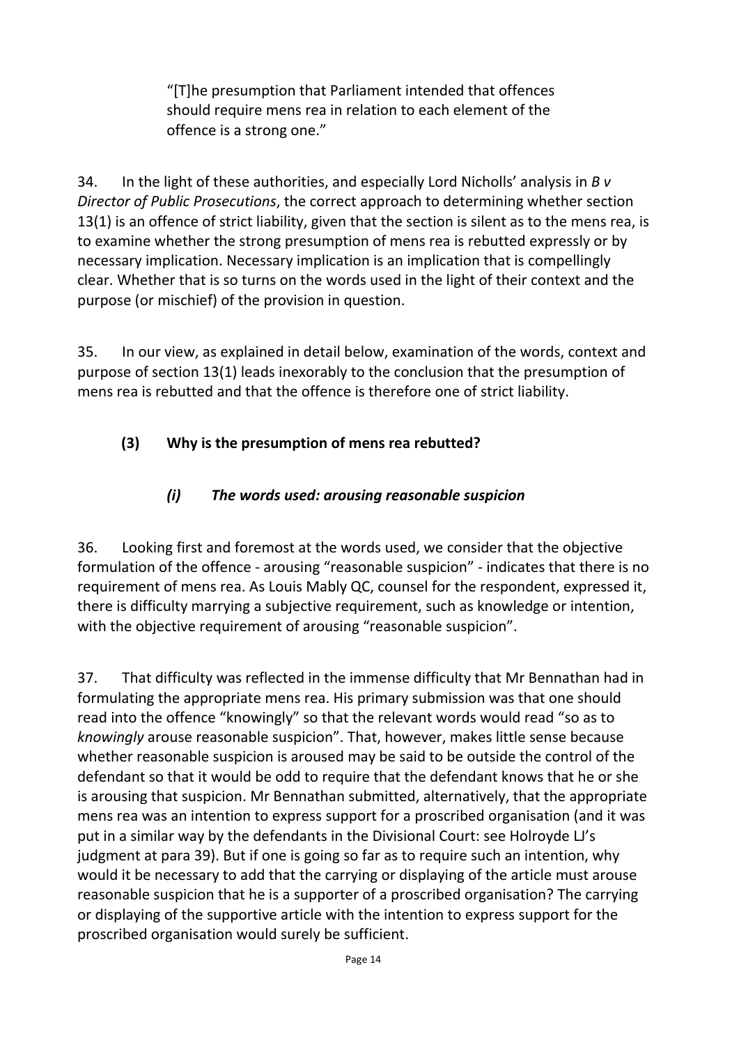> "[T]he presumption that Parliament intended that offences should require mens rea in relation to each element of the offence is a strong one."

34. In the light of these authorities, and especially Lord Nicholls' analysis in *B v Director of Public Prosecutions*, the correct approach to determining whether section 13(1) is an offence of strict liability, given that the section is silent as to the mens rea, is to examine whether the strong presumption of mens rea is rebutted expressly or by necessary implication. Necessary implication is an implication that is compellingly clear. Whether that is so turns on the words used in the light of their context and the purpose (or mischief) of the provision in question.

35. In our view, as explained in detail below, examination of the words, context and purpose of section 13(1) leads inexorably to the conclusion that the presumption of mens rea is rebutted and that the offence is therefore one of strict liability.

### (3) Why is the presumption of mens rea rebutted?

#### *(i) The words used: arousing reasonable suspicion*

36. Looking first and foremost at the words used, we consider that the objective formulation of the offence - arousing "reasonable suspicion" - indicates that there is no requirement of mens rea. As Louis Mably QC, counsel for the respondent, expressed it, there is difficulty marrying a subjective requirement, such as knowledge or intention, with the objective requirement of arousing "reasonable suspicion".

37. That difficulty was reflected in the immense difficulty that Mr Bennathan had in formulating the appropriate mens rea. His primary submission was that one should read into the offence "knowingly" so that the relevant words would read "so as to *knowingly* arouse reasonable suspicion". That, however, makes little sense because whether reasonable suspicion is aroused may be said to be outside the control of the defendant so that it would be odd to require that the defendant knows that he or she is arousing that suspicion. Mr Bennathan submitted, alternatively, that the appropriate mens rea was an intention to express support for a proscribed organisation (and it was put in a similar way by the defendants in the Divisional Court: see Holroyde LJ's judgment at para 39). But if one is going so far as to require such an intention, why would it be necessary to add that the carrying or displaying of the article must arouse reasonable suspicion that he is a supporter of a proscribed organisation? The carrying or displaying of the supportive article with the intention to express support for the proscribed organisation would surely be sufficient.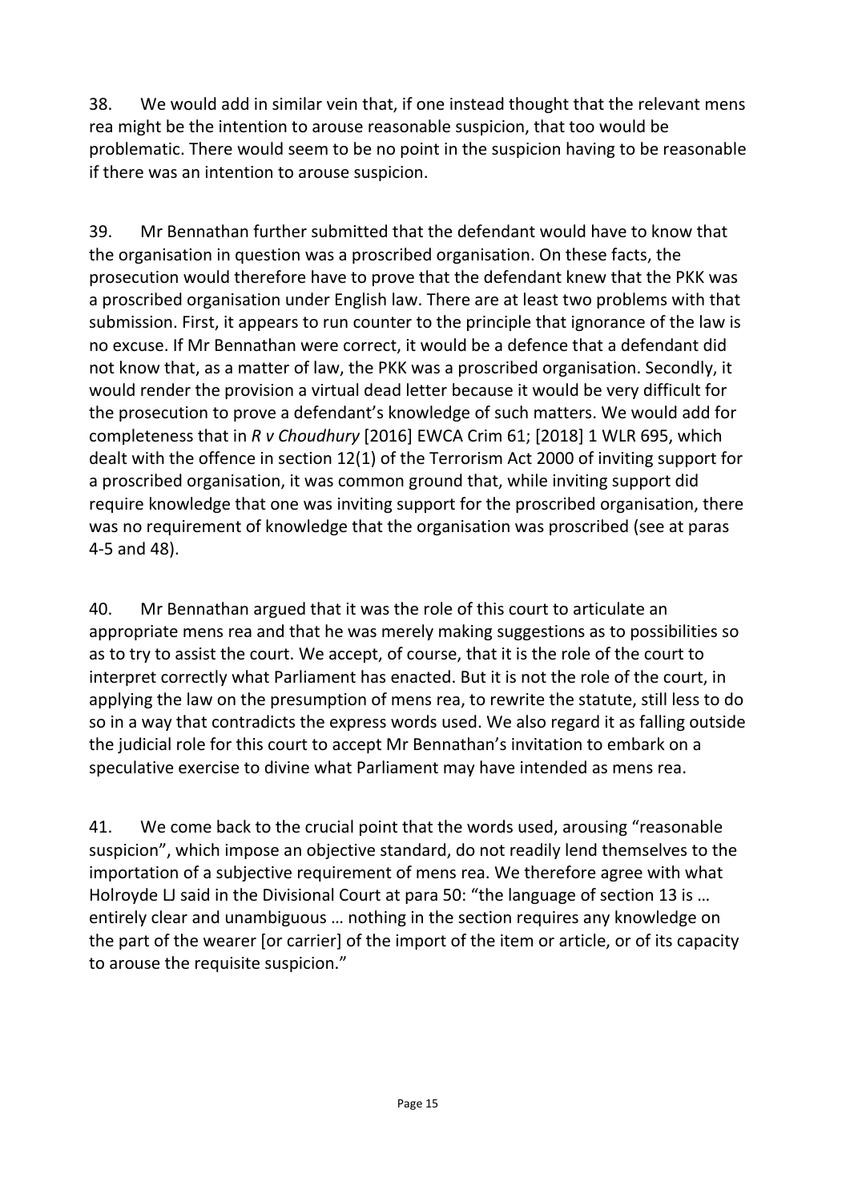38. We would add in similar vein that, if one instead thought that the relevant mens rea might be the intention to arouse reasonable suspicion, that too would be problematic. There would seem to be no point in the suspicion having to be reasonable if there was an intention to arouse suspicion.

39. Mr Bennathan further submitted that the defendant would have to know that the organisation in question was a proscribed organisation. On these facts, the prosecution would therefore have to prove that the defendant knew that the PKK was a proscribed organisation under English law. There are at least two problems with that submission. First, it appears to run counter to the principle that ignorance of the law is no excuse. If Mr Bennathan were correct, it would be a defence that a defendant did not know that, as a matter of law, the PKK was a proscribed organisation. Secondly, it would render the provision a virtual dead letter because it would be very difficult for the prosecution to prove a defendant's knowledge of such matters. We would add for completeness that in *R v Choudhury* [2016] EWCA Crim 61; [2018] 1 WLR 695, which dealt with the offence in section 12(1) of the Terrorism Act 2000 of inviting support for a proscribed organisation, it was common ground that, while inviting support did require knowledge that one was inviting support for the proscribed organisation, there was no requirement of knowledge that the organisation was proscribed (see at paras 4-5 and 48).

40. Mr Bennathan argued that it was the role of this court to articulate an appropriate mens rea and that he was merely making suggestions as to possibilities so as to try to assist the court. We accept, of course, that it is the role of the court to interpret correctly what Parliament has enacted. But it is not the role of the court, in applying the law on the presumption of mens rea, to rewrite the statute, still less to do so in a way that contradicts the express words used. We also regard it as falling outside the judicial role for this court to accept Mr Bennathan's invitation to embark on a speculative exercise to divine what Parliament may have intended as mens rea.

41. We come back to the crucial point that the words used, arousing "reasonable suspicion", which impose an objective standard, do not readily lend themselves to the importation of a subjective requirement of mens rea. We therefore agree with what Holroyde LJ said in the Divisional Court at para 50: "the language of section 13 is … entirely clear and unambiguous … nothing in the section requires any knowledge on the part of the wearer [or carrier] of the import of the item or article, or of its capacity to arouse the requisite suspicion."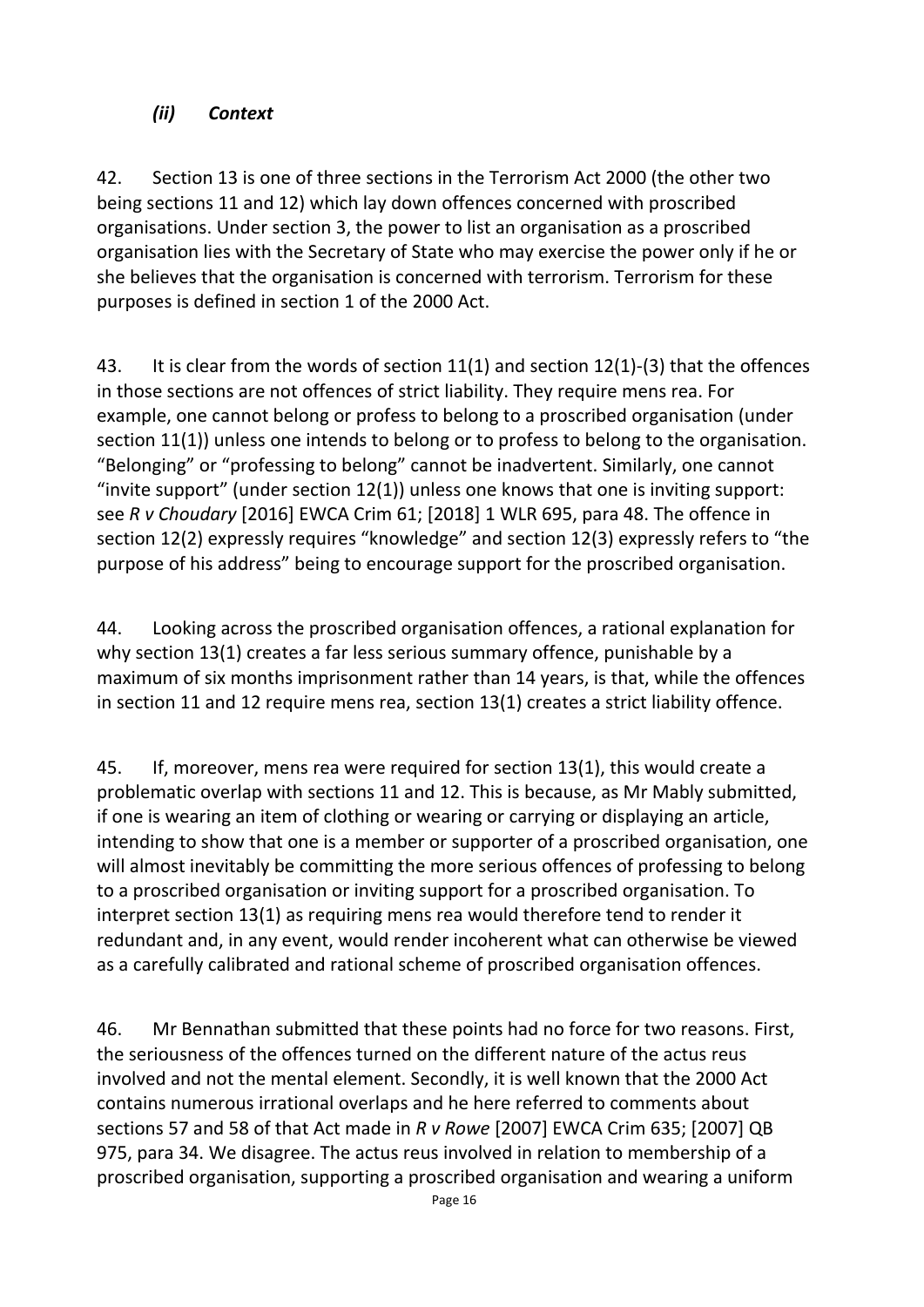### *(ii) Context*

42. Section 13 is one of three sections in the Terrorism Act 2000 (the other two being sections 11 and 12) which lay down offences concerned with proscribed organisations. Under section 3, the power to list an organisation as a proscribed organisation lies with the Secretary of State who may exercise the power only if he or she believes that the organisation is concerned with terrorism. Terrorism for these purposes is defined in section 1 of the 2000 Act.

43. It is clear from the words of section 11(1) and section 12(1)-(3) that the offences in those sections are not offences of strict liability. They require mens rea. For example, one cannot belong or profess to belong to a proscribed organisation (under section 11(1)) unless one intends to belong or to profess to belong to the organisation. "Belonging" or "professing to belong" cannot be inadvertent. Similarly, one cannot "invite support" (under section 12(1)) unless one knows that one is inviting support: see *R v Choudary* [2016] EWCA Crim 61; [2018] 1 WLR 695, para 48. The offence in section 12(2) expressly requires "knowledge" and section 12(3) expressly refers to "the purpose of his address" being to encourage support for the proscribed organisation.

44. Looking across the proscribed organisation offences, a rational explanation for why section 13(1) creates a far less serious summary offence, punishable by a maximum of six months imprisonment rather than 14 years, is that, while the offences in section 11 and 12 require mens rea, section 13(1) creates a strict liability offence.

45. If, moreover, mens rea were required for section 13(1), this would create a problematic overlap with sections 11 and 12. This is because, as Mr Mably submitted, if one is wearing an item of clothing or wearing or carrying or displaying an article, intending to show that one is a member or supporter of a proscribed organisation, one will almost inevitably be committing the more serious offences of professing to belong to a proscribed organisation or inviting support for a proscribed organisation. To interpret section 13(1) as requiring mens rea would therefore tend to render it redundant and, in any event, would render incoherent what can otherwise be viewed as a carefully calibrated and rational scheme of proscribed organisation offences.

46. Mr Bennathan submitted that these points had no force for two reasons. First, the seriousness of the offences turned on the different nature of the actus reus involved and not the mental element. Secondly, it is well known that the 2000 Act contains numerous irrational overlaps and he here referred to comments about sections 57 and 58 of that Act made in *R v Rowe* [2007] EWCA Crim 635; [2007] QB 975, para 34. We disagree. The actus reus involved in relation to membership of a proscribed organisation, supporting a proscribed organisation and wearing a uniform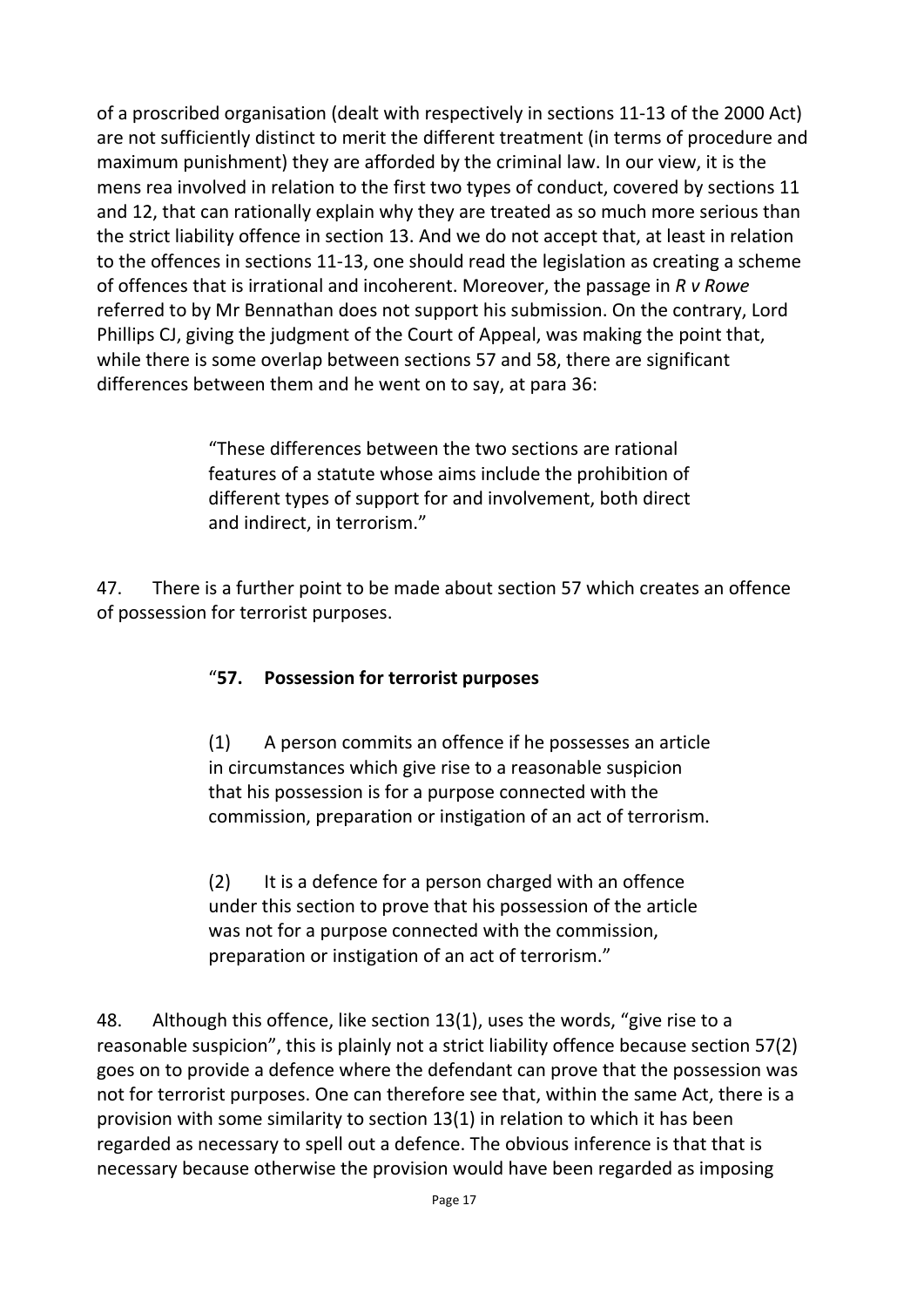of a proscribed organisation (dealt with respectively in sections 11-13 of the 2000 Act) are not sufficiently distinct to merit the different treatment (in terms of procedure and maximum punishment) they are afforded by the criminal law. In our view, it is the mens rea involved in relation to the first two types of conduct, covered by sections 11 and 12, that can rationally explain why they are treated as so much more serious than the strict liability offence in section 13. And we do not accept that, at least in relation to the offences in sections 11-13, one should read the legislation as creating a scheme of offences that is irrational and incoherent. Moreover, the passage in *R v Rowe* referred to by Mr Bennathan does not support his submission. On the contrary, Lord Phillips CJ, giving the judgment of the Court of Appeal, was making the point that, while there is some overlap between sections 57 and 58, there are significant differences between them and he went on to say, at para 36:

> "These differences between the two sections are rational features of a statute whose aims include the prohibition of different types of support for and involvement, both direct and indirect, in terrorism."

47. There is a further point to be made about section 57 which creates an offence of possession for terrorist purposes.

> "**57. Possession for terrorist purposes**
>
> (1) A person commits an offence if he possesses an article in circumstances which give rise to a reasonable suspicion that his possession is for a purpose connected with the commission, preparation or instigation of an act of terrorism.
>
> (2) It is a defence for a person charged with an offence under this section to prove that his possession of the article was not for a purpose connected with the commission, preparation or instigation of an act of terrorism."

48. Although this offence, like section 13(1), uses the words, "give rise to a reasonable suspicion", this is plainly not a strict liability offence because section 57(2) goes on to provide a defence where the defendant can prove that the possession was not for terrorist purposes. One can therefore see that, within the same Act, there is a provision with some similarity to section 13(1) in relation to which it has been regarded as necessary to spell out a defence. The obvious inference is that that is necessary because otherwise the provision would have been regarded as imposing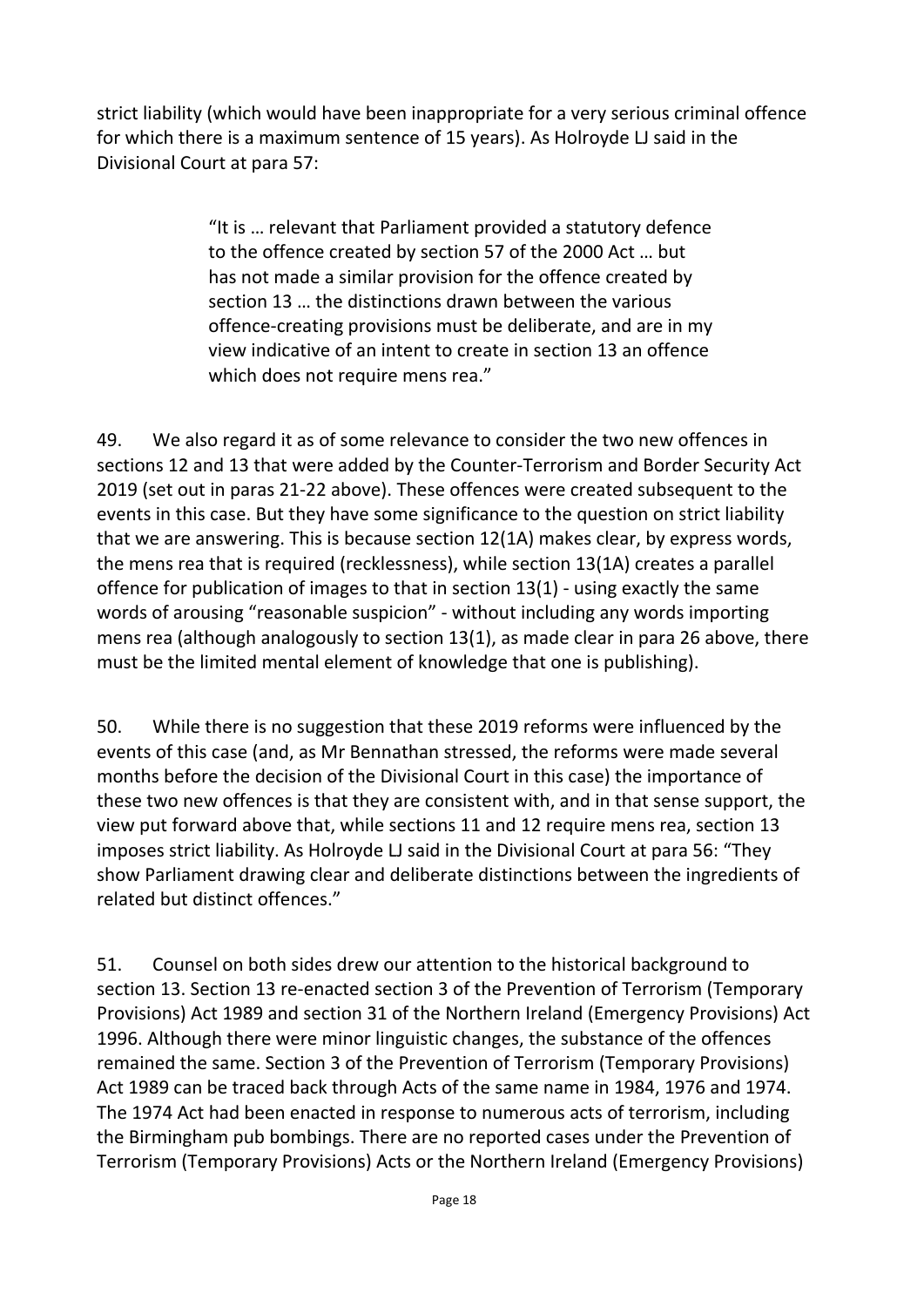strict liability (which would have been inappropriate for a very serious criminal offence for which there is a maximum sentence of 15 years). As Holroyde LJ said in the Divisional Court at para 57:

> "It is … relevant that Parliament provided a statutory defence to the offence created by section 57 of the 2000 Act … but has not made a similar provision for the offence created by section 13 … the distinctions drawn between the various offence-creating provisions must be deliberate, and are in my view indicative of an intent to create in section 13 an offence which does not require mens rea."

49. We also regard it as of some relevance to consider the two new offences in sections 12 and 13 that were added by the Counter-Terrorism and Border Security Act 2019 (set out in paras 21-22 above). These offences were created subsequent to the events in this case. But they have some significance to the question on strict liability that we are answering. This is because section 12(1A) makes clear, by express words, the mens rea that is required (recklessness), while section 13(1A) creates a parallel offence for publication of images to that in section 13(1) - using exactly the same words of arousing "reasonable suspicion" - without including any words importing mens rea (although analogously to section 13(1), as made clear in para 26 above, there must be the limited mental element of knowledge that one is publishing).

50. While there is no suggestion that these 2019 reforms were influenced by the events of this case (and, as Mr Bennathan stressed, the reforms were made several months before the decision of the Divisional Court in this case) the importance of these two new offences is that they are consistent with, and in that sense support, the view put forward above that, while sections 11 and 12 require mens rea, section 13 imposes strict liability. As Holroyde LJ said in the Divisional Court at para 56: "They show Parliament drawing clear and deliberate distinctions between the ingredients of related but distinct offences."

51. Counsel on both sides drew our attention to the historical background to section 13. Section 13 re-enacted section 3 of the Prevention of Terrorism (Temporary Provisions) Act 1989 and section 31 of the Northern Ireland (Emergency Provisions) Act 1996. Although there were minor linguistic changes, the substance of the offences remained the same. Section 3 of the Prevention of Terrorism (Temporary Provisions) Act 1989 can be traced back through Acts of the same name in 1984, 1976 and 1974. The 1974 Act had been enacted in response to numerous acts of terrorism, including the Birmingham pub bombings. There are no reported cases under the Prevention of Terrorism (Temporary Provisions) Acts or the Northern Ireland (Emergency Provisions)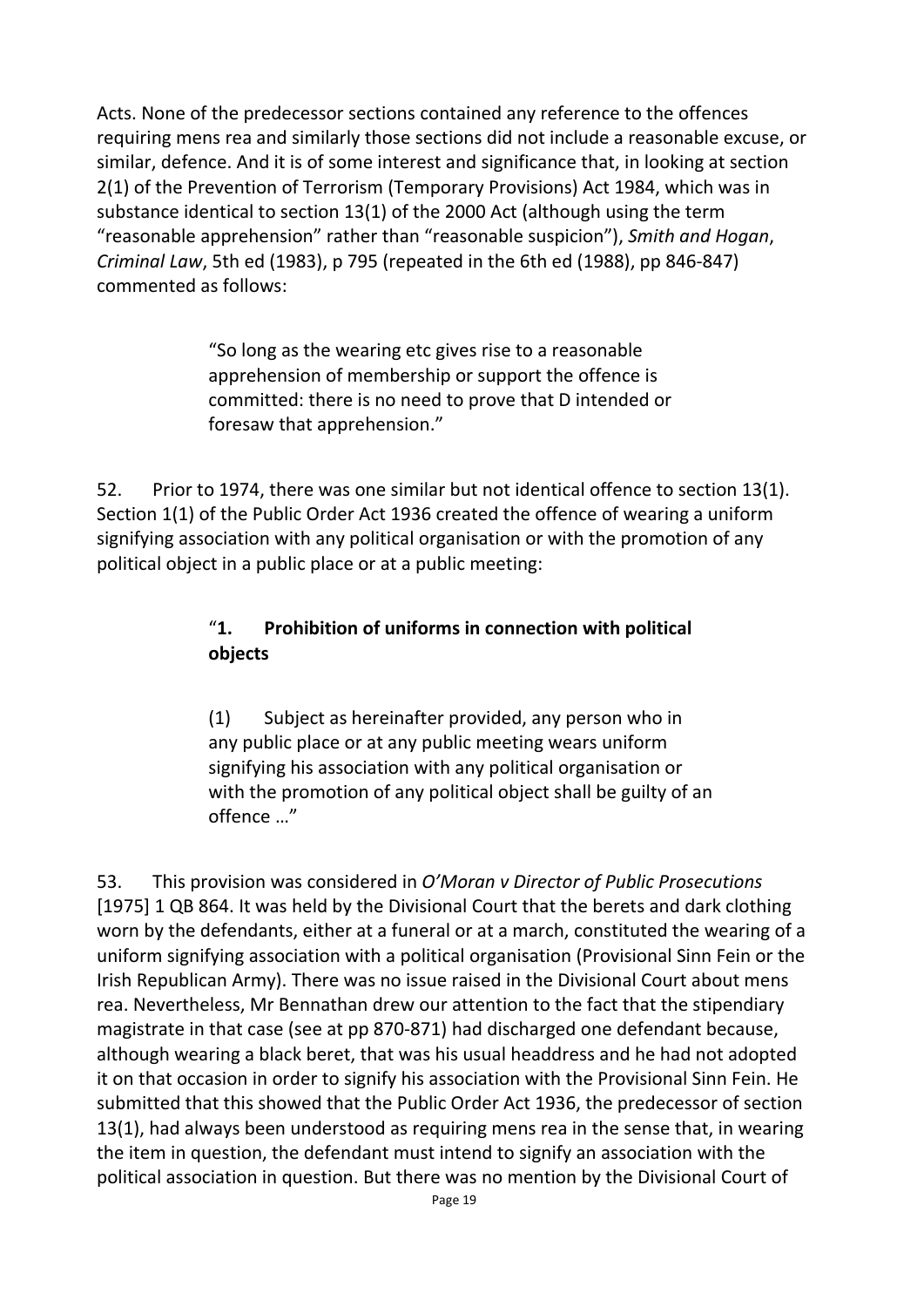Acts. None of the predecessor sections contained any reference to the offences requiring mens rea and similarly those sections did not include a reasonable excuse, or similar, defence. And it is of some interest and significance that, in looking at section 2(1) of the Prevention of Terrorism (Temporary Provisions) Act 1984, which was in substance identical to section 13(1) of the 2000 Act (although using the term "reasonable apprehension" rather than "reasonable suspicion"), *Smith and Hogan*, *Criminal Law*, 5th ed (1983), p 795 (repeated in the 6th ed (1988), pp 846-847) commented as follows:

> "So long as the wearing etc gives rise to a reasonable apprehension of membership or support the offence is committed: there is no need to prove that D intended or foresaw that apprehension."

52. Prior to 1974, there was one similar but not identical offence to section 13(1). Section 1(1) of the Public Order Act 1936 created the offence of wearing a uniform signifying association with any political organisation or with the promotion of any political object in a public place or at a public meeting:

> "**1. Prohibition of uniforms in connection with political objects**
>
> (1) Subject as hereinafter provided, any person who in any public place or at any public meeting wears uniform signifying his association with any political organisation or with the promotion of any political object shall be guilty of an offence …"

53. This provision was considered in *O'Moran v Director of Public Prosecutions* [1975] 1 QB 864. It was held by the Divisional Court that the berets and dark clothing worn by the defendants, either at a funeral or at a march, constituted the wearing of a uniform signifying association with a political organisation (Provisional Sinn Fein or the Irish Republican Army). There was no issue raised in the Divisional Court about mens rea. Nevertheless, Mr Bennathan drew our attention to the fact that the stipendiary magistrate in that case (see at pp 870-871) had discharged one defendant because, although wearing a black beret, that was his usual headdress and he had not adopted it on that occasion in order to signify his association with the Provisional Sinn Fein. He submitted that this showed that the Public Order Act 1936, the predecessor of section 13(1), had always been understood as requiring mens rea in the sense that, in wearing the item in question, the defendant must intend to signify an association with the political association in question. But there was no mention by the Divisional Court of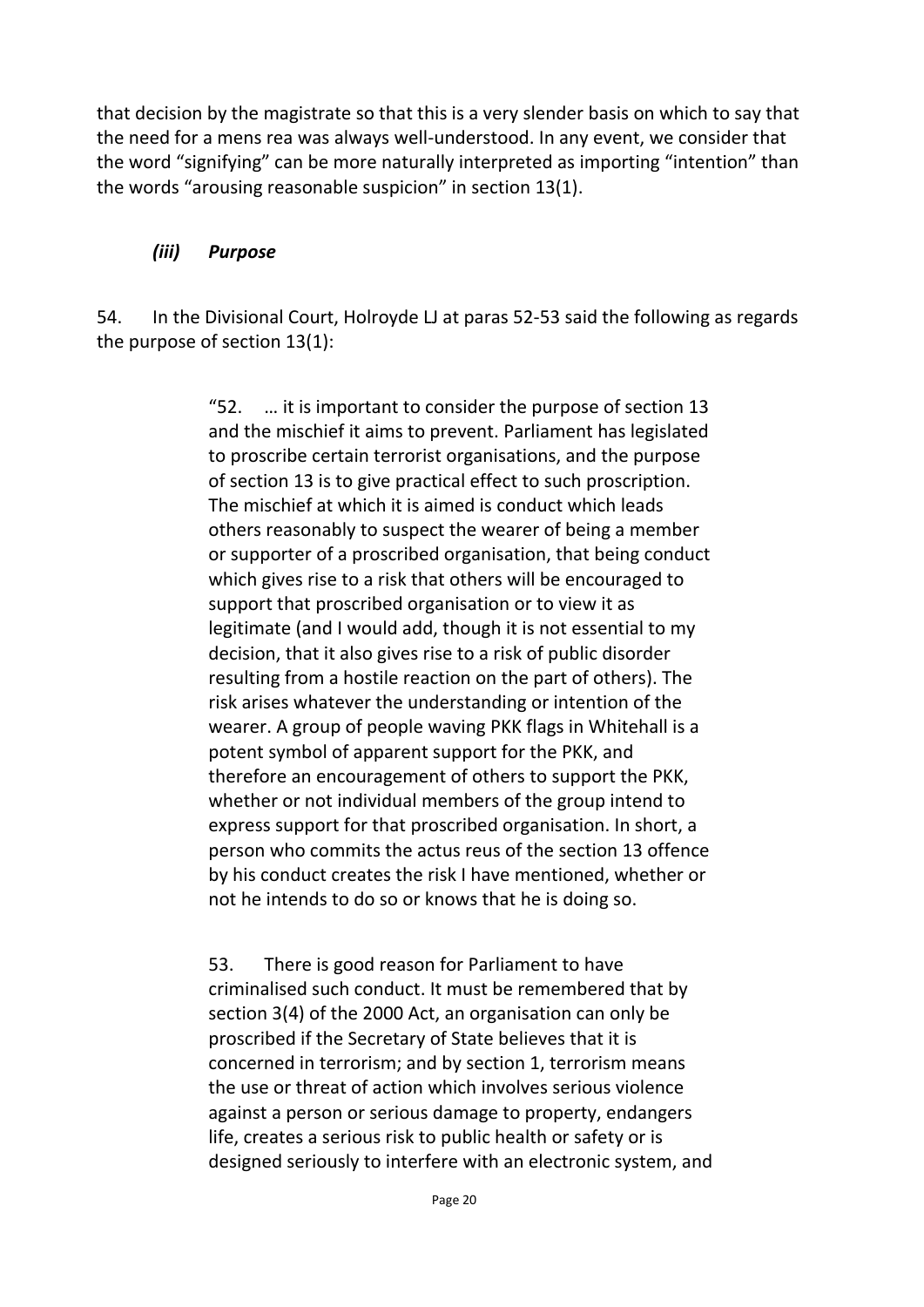that decision by the magistrate so that this is a very slender basis on which to say that the need for a mens rea was always well-understood. In any event, we consider that the word "signifying" can be more naturally interpreted as importing "intention" than the words "arousing reasonable suspicion" in section 13(1).

### *(iii) Purpose*

54. In the Divisional Court, Holroyde LJ at paras 52-53 said the following as regards the purpose of section 13(1):

> "52. … it is important to consider the purpose of section 13 and the mischief it aims to prevent. Parliament has legislated to proscribe certain terrorist organisations, and the purpose of section 13 is to give practical effect to such proscription. The mischief at which it is aimed is conduct which leads others reasonably to suspect the wearer of being a member or supporter of a proscribed organisation, that being conduct which gives rise to a risk that others will be encouraged to support that proscribed organisation or to view it as legitimate (and I would add, though it is not essential to my decision, that it also gives rise to a risk of public disorder resulting from a hostile reaction on the part of others). The risk arises whatever the understanding or intention of the wearer. A group of people waving PKK flags in Whitehall is a potent symbol of apparent support for the PKK, and therefore an encouragement of others to support the PKK, whether or not individual members of the group intend to express support for that proscribed organisation. In short, a person who commits the actus reus of the section 13 offence by his conduct creates the risk I have mentioned, whether or not he intends to do so or knows that he is doing so.
>
> 53. There is good reason for Parliament to have criminalised such conduct. It must be remembered that by section 3(4) of the 2000 Act, an organisation can only be proscribed if the Secretary of State believes that it is concerned in terrorism; and by section 1, terrorism means the use or threat of action which involves serious violence against a person or serious damage to property, endangers life, creates a serious risk to public health or safety or is designed seriously to interfere with an electronic system, and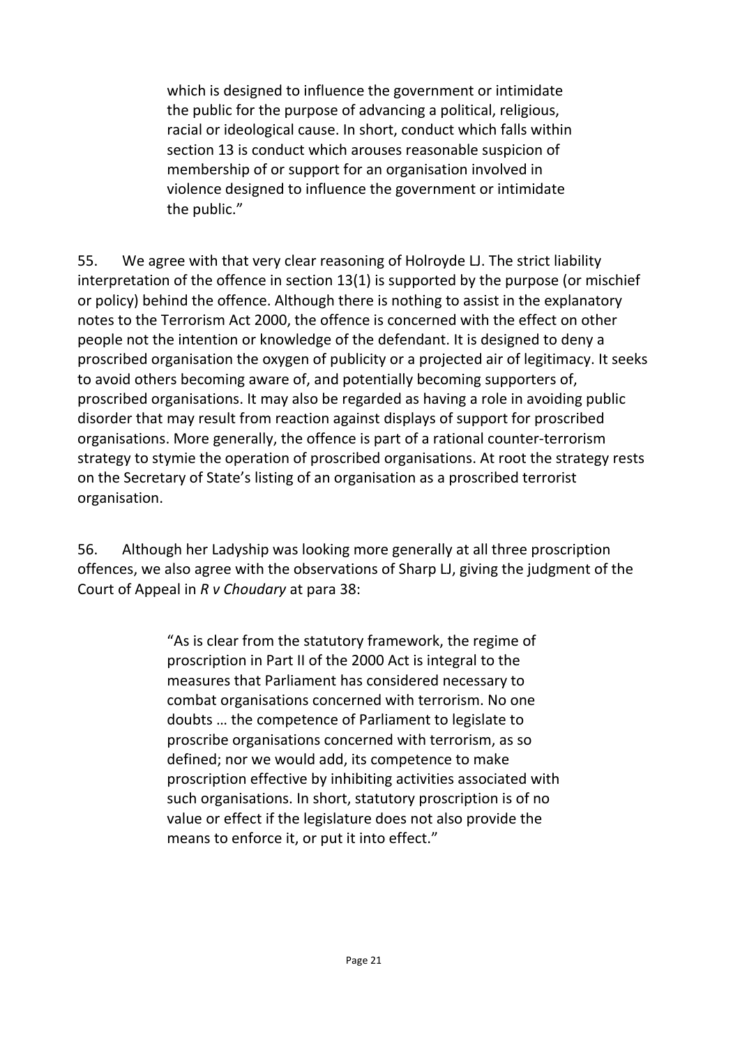> which is designed to influence the government or intimidate the public for the purpose of advancing a political, religious, racial or ideological cause. In short, conduct which falls within section 13 is conduct which arouses reasonable suspicion of membership of or support for an organisation involved in violence designed to influence the government or intimidate the public."

55. We agree with that very clear reasoning of Holroyde LJ. The strict liability interpretation of the offence in section 13(1) is supported by the purpose (or mischief or policy) behind the offence. Although there is nothing to assist in the explanatory notes to the Terrorism Act 2000, the offence is concerned with the effect on other people not the intention or knowledge of the defendant. It is designed to deny a proscribed organisation the oxygen of publicity or a projected air of legitimacy. It seeks to avoid others becoming aware of, and potentially becoming supporters of, proscribed organisations. It may also be regarded as having a role in avoiding public disorder that may result from reaction against displays of support for proscribed organisations. More generally, the offence is part of a rational counter-terrorism strategy to stymie the operation of proscribed organisations. At root the strategy rests on the Secretary of State's listing of an organisation as a proscribed terrorist organisation.

56. Although her Ladyship was looking more generally at all three proscription offences, we also agree with the observations of Sharp LJ, giving the judgment of the Court of Appeal in *R v Choudary* at para 38:

> "As is clear from the statutory framework, the regime of proscription in Part II of the 2000 Act is integral to the measures that Parliament has considered necessary to combat organisations concerned with terrorism. No one doubts … the competence of Parliament to legislate to proscribe organisations concerned with terrorism, as so defined; nor we would add, its competence to make proscription effective by inhibiting activities associated with such organisations. In short, statutory proscription is of no value or effect if the legislature does not also provide the means to enforce it, or put it into effect."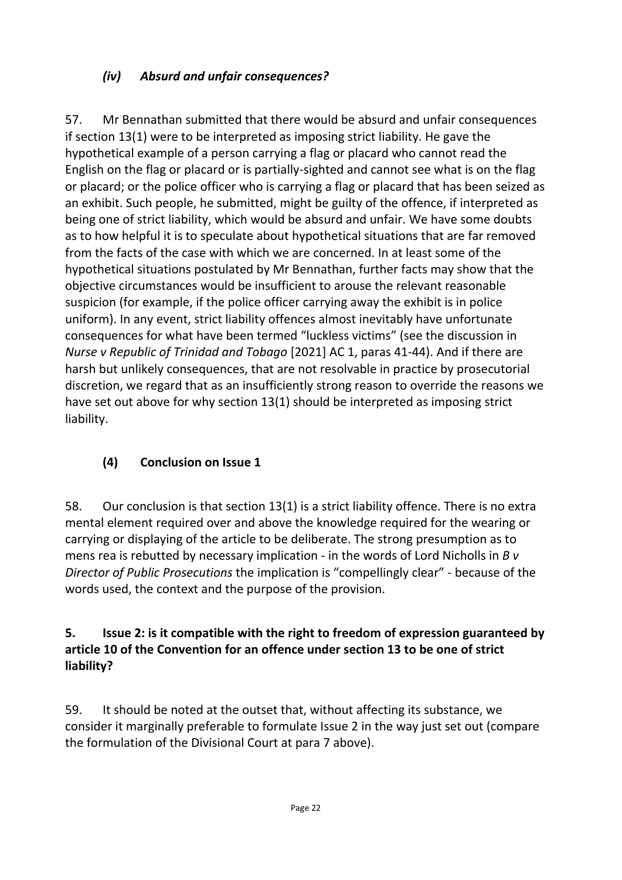### *(iv) Absurd and unfair consequences?*

57. Mr Bennathan submitted that there would be absurd and unfair consequences if section 13(1) were to be interpreted as imposing strict liability. He gave the hypothetical example of a person carrying a flag or placard who cannot read the English on the flag or placard or is partially-sighted and cannot see what is on the flag or placard; or the police officer who is carrying a flag or placard that has been seized as an exhibit. Such people, he submitted, might be guilty of the offence, if interpreted as being one of strict liability, which would be absurd and unfair. We have some doubts as to how helpful it is to speculate about hypothetical situations that are far removed from the facts of the case with which we are concerned. In at least some of the hypothetical situations postulated by Mr Bennathan, further facts may show that the objective circumstances would be insufficient to arouse the relevant reasonable suspicion (for example, if the police officer carrying away the exhibit is in police uniform). In any event, strict liability offences almost inevitably have unfortunate consequences for what have been termed "luckless victims" (see the discussion in *Nurse v Republic of Trinidad and Tobago* [2021] AC 1, paras 41-44). And if there are harsh but unlikely consequences, that are not resolvable in practice by prosecutorial discretion, we regard that as an insufficiently strong reason to override the reasons we have set out above for why section 13(1) should be interpreted as imposing strict liability.

### (4) Conclusion on Issue 1

58. Our conclusion is that section 13(1) is a strict liability offence. There is no extra mental element required over and above the knowledge required for the wearing or carrying or displaying of the article to be deliberate. The strong presumption as to mens rea is rebutted by necessary implication - in the words of Lord Nicholls in *B v Director of Public Prosecutions* the implication is "compellingly clear" - because of the words used, the context and the purpose of the provision.

## 5. Issue 2: is it compatible with the right to freedom of expression guaranteed by article 10 of the Convention for an offence under section 13 to be one of strict liability?

59. It should be noted at the outset that, without affecting its substance, we consider it marginally preferable to formulate Issue 2 in the way just set out (compare the formulation of the Divisional Court at para 7 above).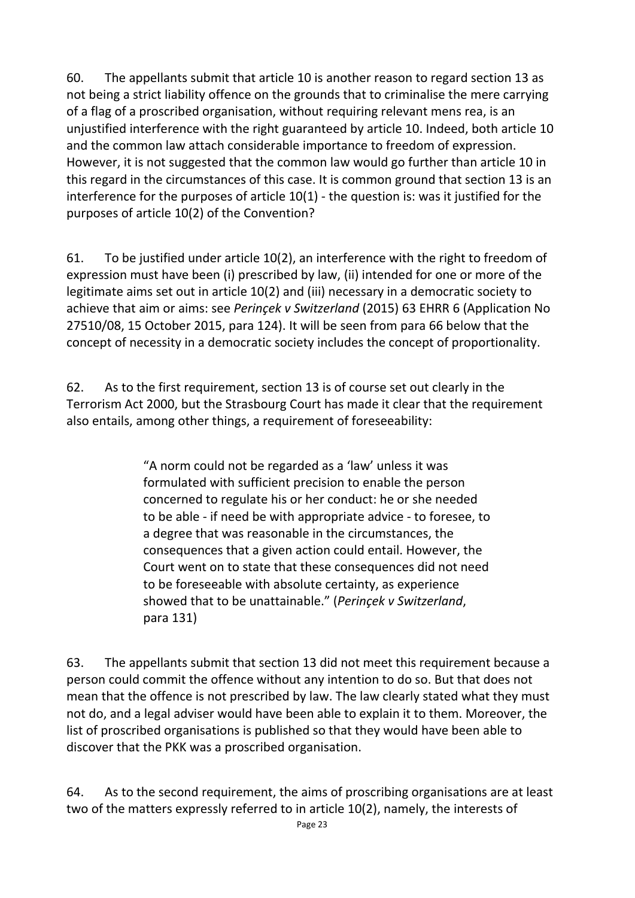60. The appellants submit that article 10 is another reason to regard section 13 as not being a strict liability offence on the grounds that to criminalise the mere carrying of a flag of a proscribed organisation, without requiring relevant mens rea, is an unjustified interference with the right guaranteed by article 10. Indeed, both article 10 and the common law attach considerable importance to freedom of expression. However, it is not suggested that the common law would go further than article 10 in this regard in the circumstances of this case. It is common ground that section 13 is an interference for the purposes of article 10(1) - the question is: was it justified for the purposes of article 10(2) of the Convention?

61. To be justified under article 10(2), an interference with the right to freedom of expression must have been (i) prescribed by law, (ii) intended for one or more of the legitimate aims set out in article 10(2) and (iii) necessary in a democratic society to achieve that aim or aims: see *Perinçek v Switzerland* (2015) 63 EHRR 6 (Application No 27510/08, 15 October 2015, para 124). It will be seen from para 66 below that the concept of necessity in a democratic society includes the concept of proportionality.

62. As to the first requirement, section 13 is of course set out clearly in the Terrorism Act 2000, but the Strasbourg Court has made it clear that the requirement also entails, among other things, a requirement of foreseeability:

> "A norm could not be regarded as a 'law' unless it was formulated with sufficient precision to enable the person concerned to regulate his or her conduct: he or she needed to be able - if need be with appropriate advice - to foresee, to a degree that was reasonable in the circumstances, the consequences that a given action could entail. However, the Court went on to state that these consequences did not need to be foreseeable with absolute certainty, as experience showed that to be unattainable." (*Perinçek v Switzerland*, para 131)

63. The appellants submit that section 13 did not meet this requirement because a person could commit the offence without any intention to do so. But that does not mean that the offence is not prescribed by law. The law clearly stated what they must not do, and a legal adviser would have been able to explain it to them. Moreover, the list of proscribed organisations is published so that they would have been able to discover that the PKK was a proscribed organisation.

64. As to the second requirement, the aims of proscribing organisations are at least two of the matters expressly referred to in article 10(2), namely, the interests of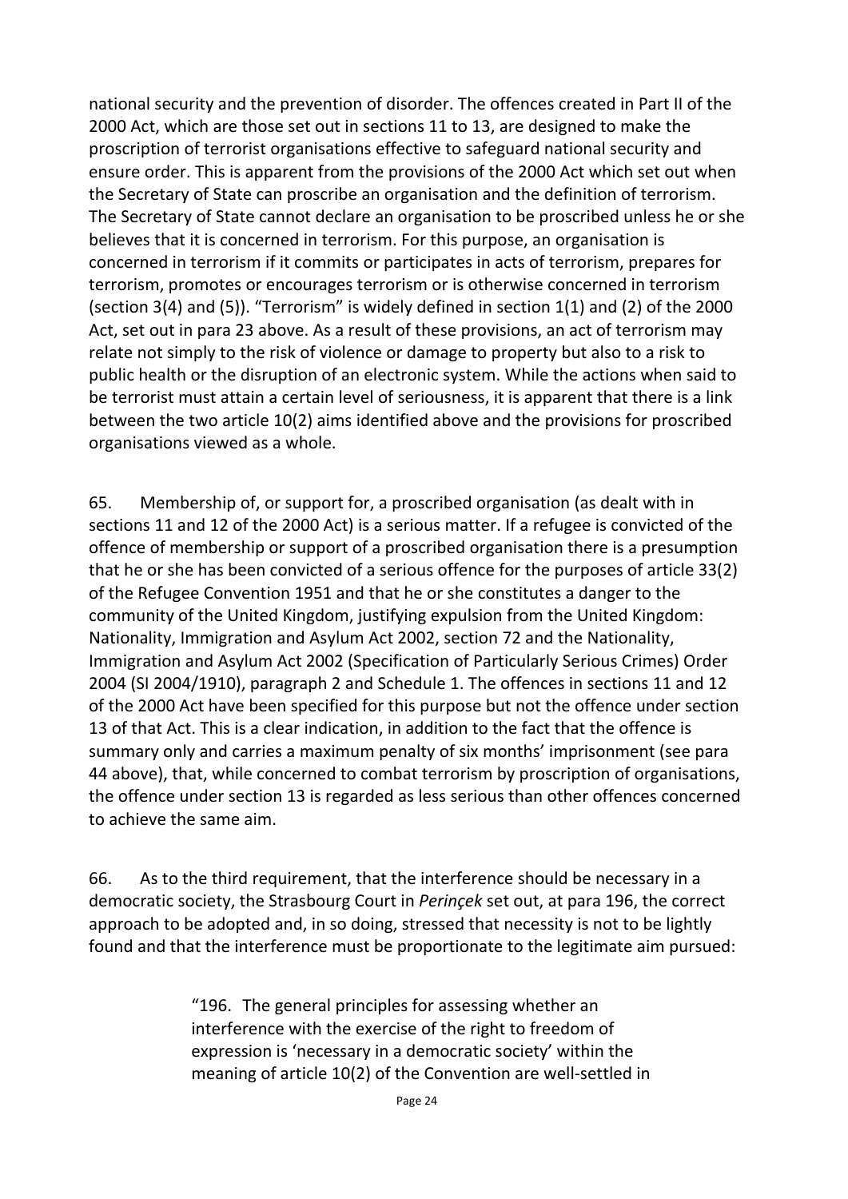national security and the prevention of disorder. The offences created in Part II of the 2000 Act, which are those set out in sections 11 to 13, are designed to make the proscription of terrorist organisations effective to safeguard national security and ensure order. This is apparent from the provisions of the 2000 Act which set out when the Secretary of State can proscribe an organisation and the definition of terrorism. The Secretary of State cannot declare an organisation to be proscribed unless he or she believes that it is concerned in terrorism. For this purpose, an organisation is concerned in terrorism if it commits or participates in acts of terrorism, prepares for terrorism, promotes or encourages terrorism or is otherwise concerned in terrorism (section 3(4) and (5)). "Terrorism" is widely defined in section 1(1) and (2) of the 2000 Act, set out in para 23 above. As a result of these provisions, an act of terrorism may relate not simply to the risk of violence or damage to property but also to a risk to public health or the disruption of an electronic system. While the actions when said to be terrorist must attain a certain level of seriousness, it is apparent that there is a link between the two article 10(2) aims identified above and the provisions for proscribed organisations viewed as a whole.

65. Membership of, or support for, a proscribed organisation (as dealt with in sections 11 and 12 of the 2000 Act) is a serious matter. If a refugee is convicted of the offence of membership or support of a proscribed organisation there is a presumption that he or she has been convicted of a serious offence for the purposes of article 33(2) of the Refugee Convention 1951 and that he or she constitutes a danger to the community of the United Kingdom, justifying expulsion from the United Kingdom: Nationality, Immigration and Asylum Act 2002, section 72 and the Nationality, Immigration and Asylum Act 2002 (Specification of Particularly Serious Crimes) Order 2004 (SI 2004/1910), paragraph 2 and Schedule 1. The offences in sections 11 and 12 of the 2000 Act have been specified for this purpose but not the offence under section 13 of that Act. This is a clear indication, in addition to the fact that the offence is summary only and carries a maximum penalty of six months' imprisonment (see para 44 above), that, while concerned to combat terrorism by proscription of organisations, the offence under section 13 is regarded as less serious than other offences concerned to achieve the same aim.

66. As to the third requirement, that the interference should be necessary in a democratic society, the Strasbourg Court in *Perinçek* set out, at para 196, the correct approach to be adopted and, in so doing, stressed that necessity is not to be lightly found and that the interference must be proportionate to the legitimate aim pursued:

> "196. The general principles for assessing whether an interference with the exercise of the right to freedom of expression is 'necessary in a democratic society' within the meaning of article 10(2) of the Convention are well-settled in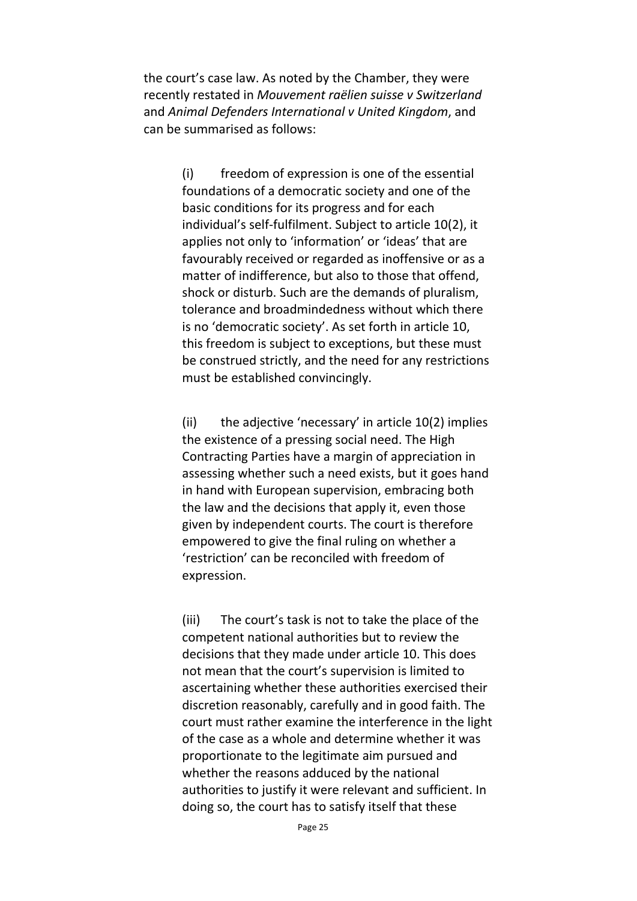the court's case law. As noted by the Chamber, they were recently restated in *Mouvement raëlien suisse v Switzerland* and *Animal Defenders International v United Kingdom*, and can be summarised as follows:

> (i) freedom of expression is one of the essential foundations of a democratic society and one of the basic conditions for its progress and for each individual's self-fulfilment. Subject to article 10(2), it applies not only to 'information' or 'ideas' that are favourably received or regarded as inoffensive or as a matter of indifference, but also to those that offend, shock or disturb. Such are the demands of pluralism, tolerance and broadmindedness without which there is no 'democratic society'. As set forth in article 10, this freedom is subject to exceptions, but these must be construed strictly, and the need for any restrictions must be established convincingly.
>
> (ii) the adjective 'necessary' in article 10(2) implies the existence of a pressing social need. The High Contracting Parties have a margin of appreciation in assessing whether such a need exists, but it goes hand in hand with European supervision, embracing both the law and the decisions that apply it, even those given by independent courts. The court is therefore empowered to give the final ruling on whether a 'restriction' can be reconciled with freedom of expression.
>
> (iii) The court's task is not to take the place of the competent national authorities but to review the decisions that they made under article 10. This does not mean that the court's supervision is limited to ascertaining whether these authorities exercised their discretion reasonably, carefully and in good faith. The court must rather examine the interference in the light of the case as a whole and determine whether it was proportionate to the legitimate aim pursued and whether the reasons adduced by the national authorities to justify it were relevant and sufficient. In doing so, the court has to satisfy itself that these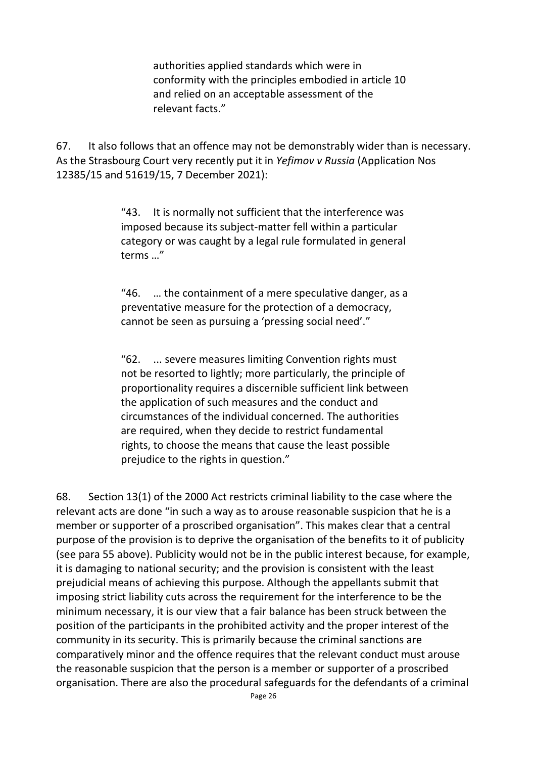> authorities applied standards which were in conformity with the principles embodied in article 10 and relied on an acceptable assessment of the relevant facts."

67. It also follows that an offence may not be demonstrably wider than is necessary. As the Strasbourg Court very recently put it in *Yefimov v Russia* (Application Nos 12385/15 and 51619/15, 7 December 2021):

> "43. It is normally not sufficient that the interference was imposed because its subject-matter fell within a particular category or was caught by a legal rule formulated in general terms …"

> "46. … the containment of a mere speculative danger, as a preventative measure for the protection of a democracy, cannot be seen as pursuing a 'pressing social need'."

> "62. ... severe measures limiting Convention rights must not be resorted to lightly; more particularly, the principle of proportionality requires a discernible sufficient link between the application of such measures and the conduct and circumstances of the individual concerned. The authorities are required, when they decide to restrict fundamental rights, to choose the means that cause the least possible prejudice to the rights in question."

68. Section 13(1) of the 2000 Act restricts criminal liability to the case where the relevant acts are done "in such a way as to arouse reasonable suspicion that he is a member or supporter of a proscribed organisation". This makes clear that a central purpose of the provision is to deprive the organisation of the benefits to it of publicity (see para 55 above). Publicity would not be in the public interest because, for example, it is damaging to national security; and the provision is consistent with the least prejudicial means of achieving this purpose. Although the appellants submit that imposing strict liability cuts across the requirement for the interference to be the minimum necessary, it is our view that a fair balance has been struck between the position of the participants in the prohibited activity and the proper interest of the community in its security. This is primarily because the criminal sanctions are comparatively minor and the offence requires that the relevant conduct must arouse the reasonable suspicion that the person is a member or supporter of a proscribed organisation. There are also the procedural safeguards for the defendants of a criminal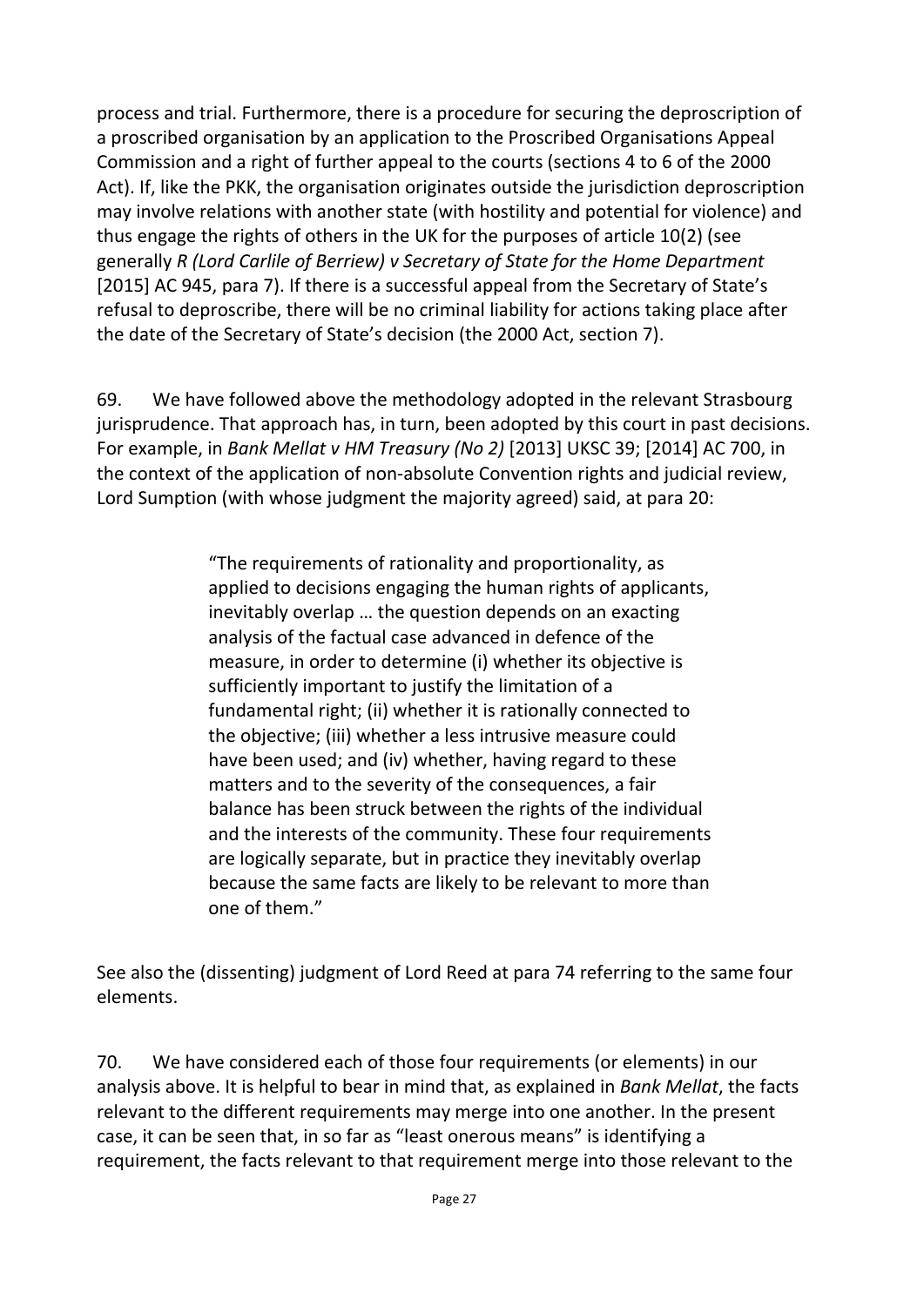process and trial. Furthermore, there is a procedure for securing the deproscription of a proscribed organisation by an application to the Proscribed Organisations Appeal Commission and a right of further appeal to the courts (sections 4 to 6 of the 2000 Act). If, like the PKK, the organisation originates outside the jurisdiction deproscription may involve relations with another state (with hostility and potential for violence) and thus engage the rights of others in the UK for the purposes of article 10(2) (see generally *R (Lord Carlile of Berriew) v Secretary of State for the Home Department* [2015] AC 945, para 7). If there is a successful appeal from the Secretary of State's refusal to deproscribe, there will be no criminal liability for actions taking place after the date of the Secretary of State's decision (the 2000 Act, section 7).

69. We have followed above the methodology adopted in the relevant Strasbourg jurisprudence. That approach has, in turn, been adopted by this court in past decisions. For example, in *Bank Mellat v HM Treasury (No 2)* [2013] UKSC 39; [2014] AC 700, in the context of the application of non-absolute Convention rights and judicial review, Lord Sumption (with whose judgment the majority agreed) said, at para 20:

> "The requirements of rationality and proportionality, as applied to decisions engaging the human rights of applicants, inevitably overlap … the question depends on an exacting analysis of the factual case advanced in defence of the measure, in order to determine (i) whether its objective is sufficiently important to justify the limitation of a fundamental right; (ii) whether it is rationally connected to the objective; (iii) whether a less intrusive measure could have been used; and (iv) whether, having regard to these matters and to the severity of the consequences, a fair balance has been struck between the rights of the individual and the interests of the community. These four requirements are logically separate, but in practice they inevitably overlap because the same facts are likely to be relevant to more than one of them."

See also the (dissenting) judgment of Lord Reed at para 74 referring to the same four elements.

70. We have considered each of those four requirements (or elements) in our analysis above. It is helpful to bear in mind that, as explained in *Bank Mellat*, the facts relevant to the different requirements may merge into one another. In the present case, it can be seen that, in so far as "least onerous means" is identifying a requirement, the facts relevant to that requirement merge into those relevant to the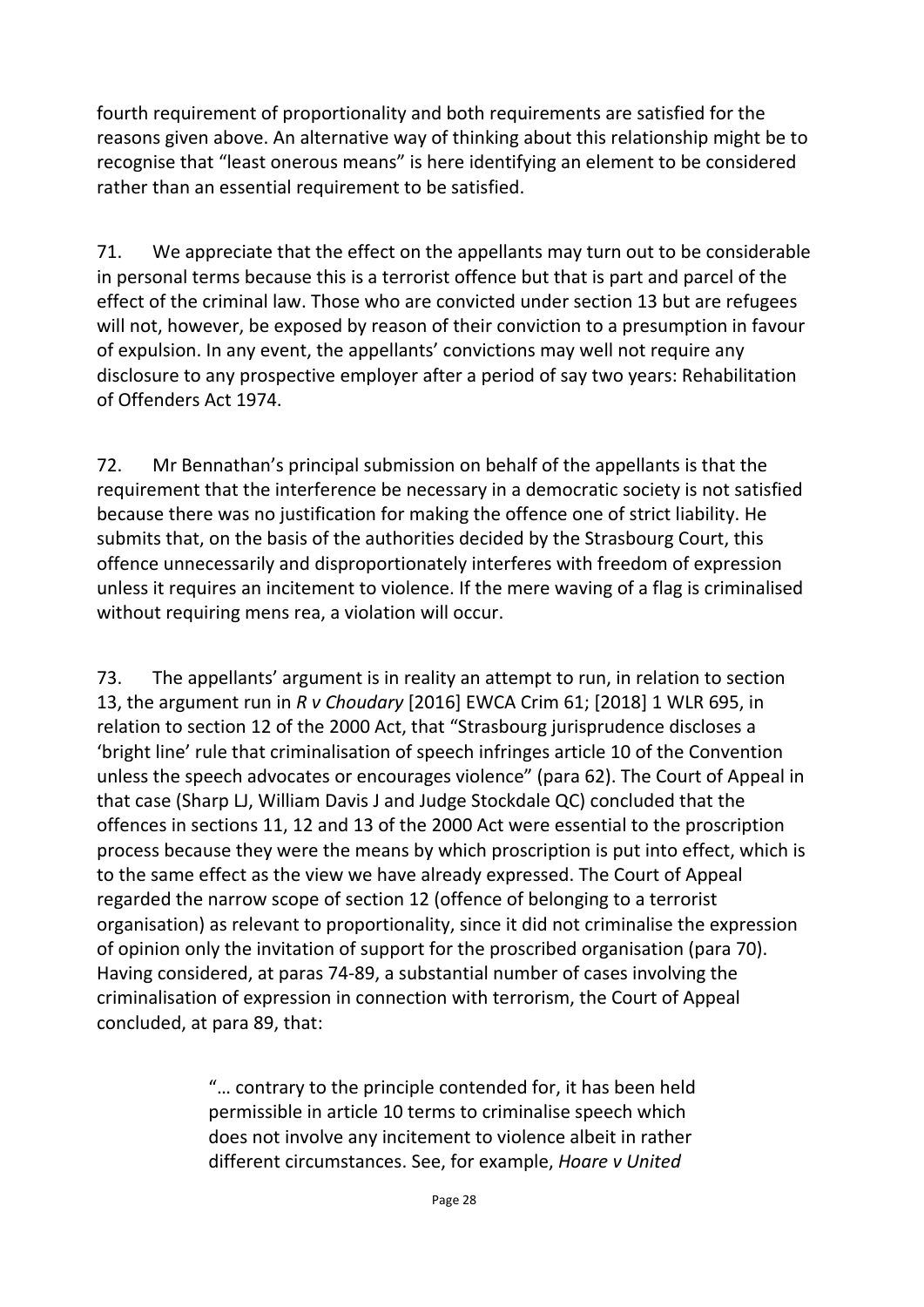fourth requirement of proportionality and both requirements are satisfied for the reasons given above. An alternative way of thinking about this relationship might be to recognise that "least onerous means" is here identifying an element to be considered rather than an essential requirement to be satisfied.

71. We appreciate that the effect on the appellants may turn out to be considerable in personal terms because this is a terrorist offence but that is part and parcel of the effect of the criminal law. Those who are convicted under section 13 but are refugees will not, however, be exposed by reason of their conviction to a presumption in favour of expulsion. In any event, the appellants' convictions may well not require any disclosure to any prospective employer after a period of say two years: Rehabilitation of Offenders Act 1974.

72. Mr Bennathan's principal submission on behalf of the appellants is that the requirement that the interference be necessary in a democratic society is not satisfied because there was no justification for making the offence one of strict liability. He submits that, on the basis of the authorities decided by the Strasbourg Court, this offence unnecessarily and disproportionately interferes with freedom of expression unless it requires an incitement to violence. If the mere waving of a flag is criminalised without requiring mens rea, a violation will occur.

73. The appellants' argument is in reality an attempt to run, in relation to section 13, the argument run in *R v Choudary* [2016] EWCA Crim 61; [2018] 1 WLR 695, in relation to section 12 of the 2000 Act, that "Strasbourg jurisprudence discloses a 'bright line' rule that criminalisation of speech infringes article 10 of the Convention unless the speech advocates or encourages violence" (para 62). The Court of Appeal in that case (Sharp LJ, William Davis J and Judge Stockdale QC) concluded that the offences in sections 11, 12 and 13 of the 2000 Act were essential to the proscription process because they were the means by which proscription is put into effect, which is to the same effect as the view we have already expressed. The Court of Appeal regarded the narrow scope of section 12 (offence of belonging to a terrorist organisation) as relevant to proportionality, since it did not criminalise the expression of opinion only the invitation of support for the proscribed organisation (para 70). Having considered, at paras 74-89, a substantial number of cases involving the criminalisation of expression in connection with terrorism, the Court of Appeal concluded, at para 89, that:

> "… contrary to the principle contended for, it has been held permissible in article 10 terms to criminalise speech which does not involve any incitement to violence albeit in rather different circumstances. See, for example, *Hoare v United*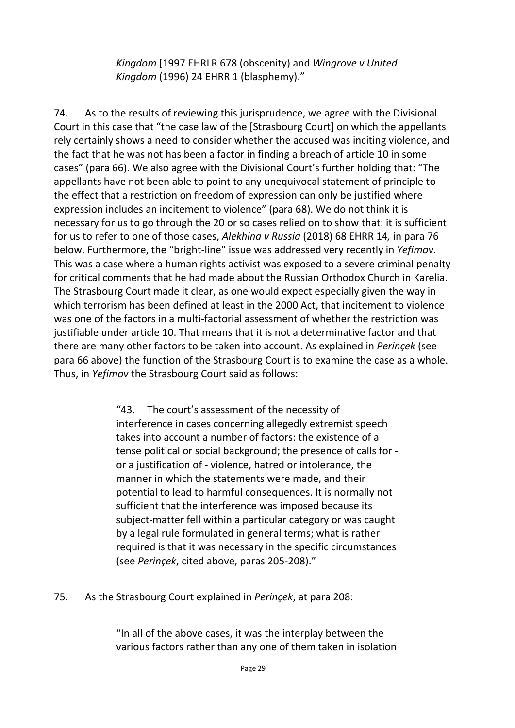> *Kingdom* [1997 EHRLR 678 (obscenity) and *Wingrove v United Kingdom* (1996) 24 EHRR 1 (blasphemy)."

74. As to the results of reviewing this jurisprudence, we agree with the Divisional Court in this case that "the case law of the [Strasbourg Court] on which the appellants rely certainly shows a need to consider whether the accused was inciting violence, and the fact that he was not has been a factor in finding a breach of article 10 in some cases" (para 66). We also agree with the Divisional Court's further holding that: "The appellants have not been able to point to any unequivocal statement of principle to the effect that a restriction on freedom of expression can only be justified where expression includes an incitement to violence" (para 68). We do not think it is necessary for us to go through the 20 or so cases relied on to show that: it is sufficient for us to refer to one of those cases, *Alekhina v Russia* (2018) 68 EHRR 14*,* in para 76 below. Furthermore, the "bright-line" issue was addressed very recently in *Yefimov*. This was a case where a human rights activist was exposed to a severe criminal penalty for critical comments that he had made about the Russian Orthodox Church in Karelia. The Strasbourg Court made it clear, as one would expect especially given the way in which terrorism has been defined at least in the 2000 Act, that incitement to violence was one of the factors in a multi-factorial assessment of whether the restriction was justifiable under article 10. That means that it is not a determinative factor and that there are many other factors to be taken into account. As explained in *Perinçek* (see para 66 above) the function of the Strasbourg Court is to examine the case as a whole. Thus, in *Yefimov* the Strasbourg Court said as follows:

> "43. The court's assessment of the necessity of interference in cases concerning allegedly extremist speech takes into account a number of factors: the existence of a tense political or social background; the presence of calls for - or a justification of - violence, hatred or intolerance, the manner in which the statements were made, and their potential to lead to harmful consequences. It is normally not sufficient that the interference was imposed because its subject-matter fell within a particular category or was caught by a legal rule formulated in general terms; what is rather required is that it was necessary in the specific circumstances (see *Perinçek*, cited above, paras 205-208)."

75. As the Strasbourg Court explained in *Perinçek*, at para 208:

> "In all of the above cases, it was the interplay between the various factors rather than any one of them taken in isolation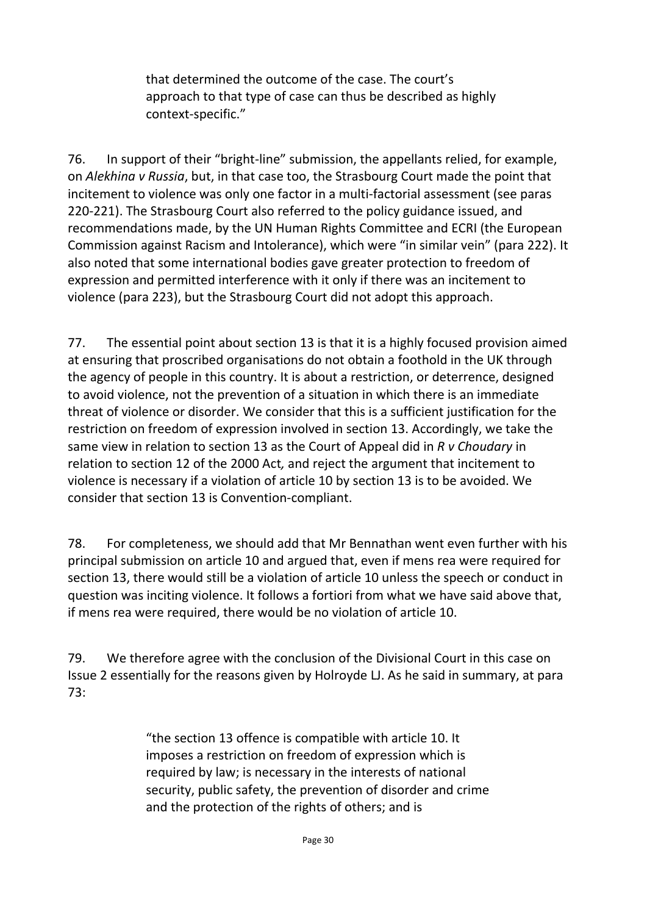> that determined the outcome of the case. The court's approach to that type of case can thus be described as highly context-specific."

76. In support of their "bright-line" submission, the appellants relied, for example, on *Alekhina v Russia*, but, in that case too, the Strasbourg Court made the point that incitement to violence was only one factor in a multi-factorial assessment (see paras 220-221). The Strasbourg Court also referred to the policy guidance issued, and recommendations made, by the UN Human Rights Committee and ECRI (the European Commission against Racism and Intolerance), which were "in similar vein" (para 222). It also noted that some international bodies gave greater protection to freedom of expression and permitted interference with it only if there was an incitement to violence (para 223), but the Strasbourg Court did not adopt this approach.

77. The essential point about section 13 is that it is a highly focused provision aimed at ensuring that proscribed organisations do not obtain a foothold in the UK through the agency of people in this country. It is about a restriction, or deterrence, designed to avoid violence, not the prevention of a situation in which there is an immediate threat of violence or disorder. We consider that this is a sufficient justification for the restriction on freedom of expression involved in section 13. Accordingly, we take the same view in relation to section 13 as the Court of Appeal did in *R v Choudary* in relation to section 12 of the 2000 Act*,* and reject the argument that incitement to violence is necessary if a violation of article 10 by section 13 is to be avoided. We consider that section 13 is Convention-compliant.

78. For completeness, we should add that Mr Bennathan went even further with his principal submission on article 10 and argued that, even if mens rea were required for section 13, there would still be a violation of article 10 unless the speech or conduct in question was inciting violence. It follows a fortiori from what we have said above that, if mens rea were required, there would be no violation of article 10.

79. We therefore agree with the conclusion of the Divisional Court in this case on Issue 2 essentially for the reasons given by Holroyde LJ. As he said in summary, at para 73:

> "the section 13 offence is compatible with article 10. It imposes a restriction on freedom of expression which is required by law; is necessary in the interests of national security, public safety, the prevention of disorder and crime and the protection of the rights of others; and is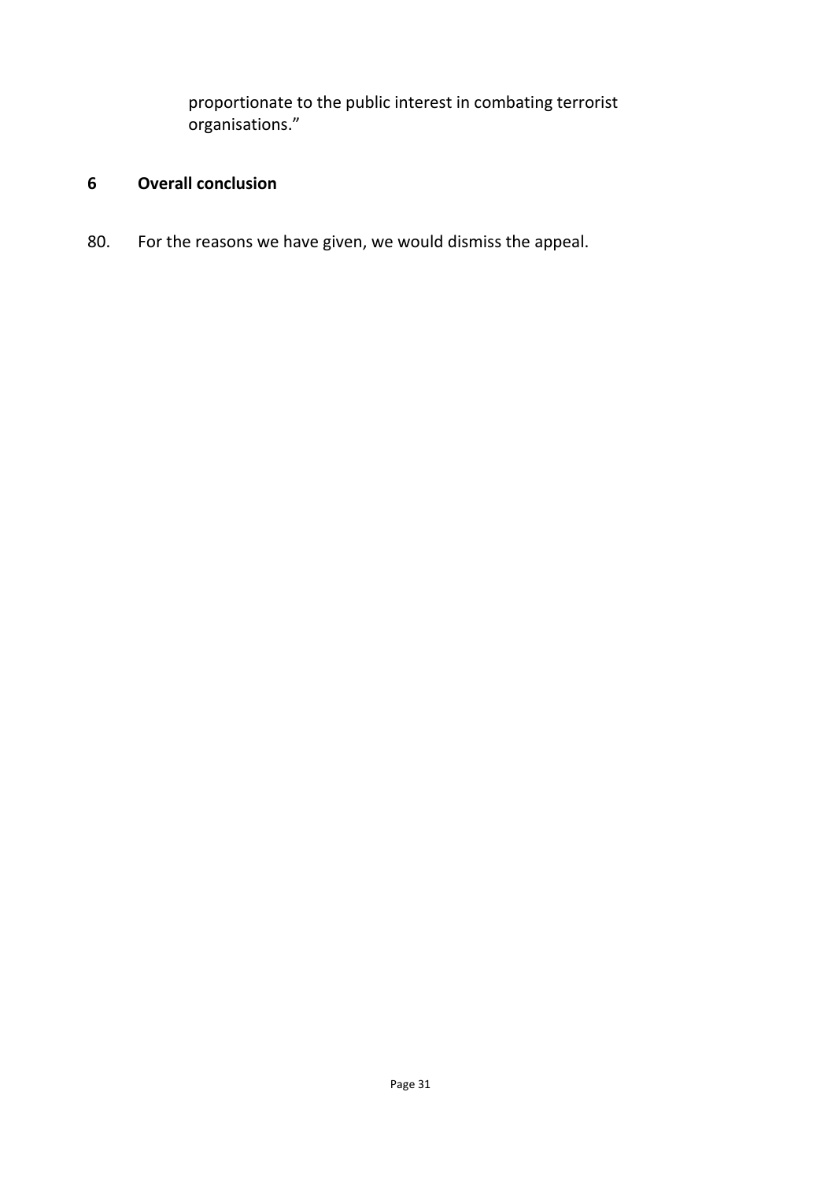> proportionate to the public interest in combating terrorist organisations."

## 6 Overall conclusion

80. For the reasons we have given, we would dismiss the appeal.